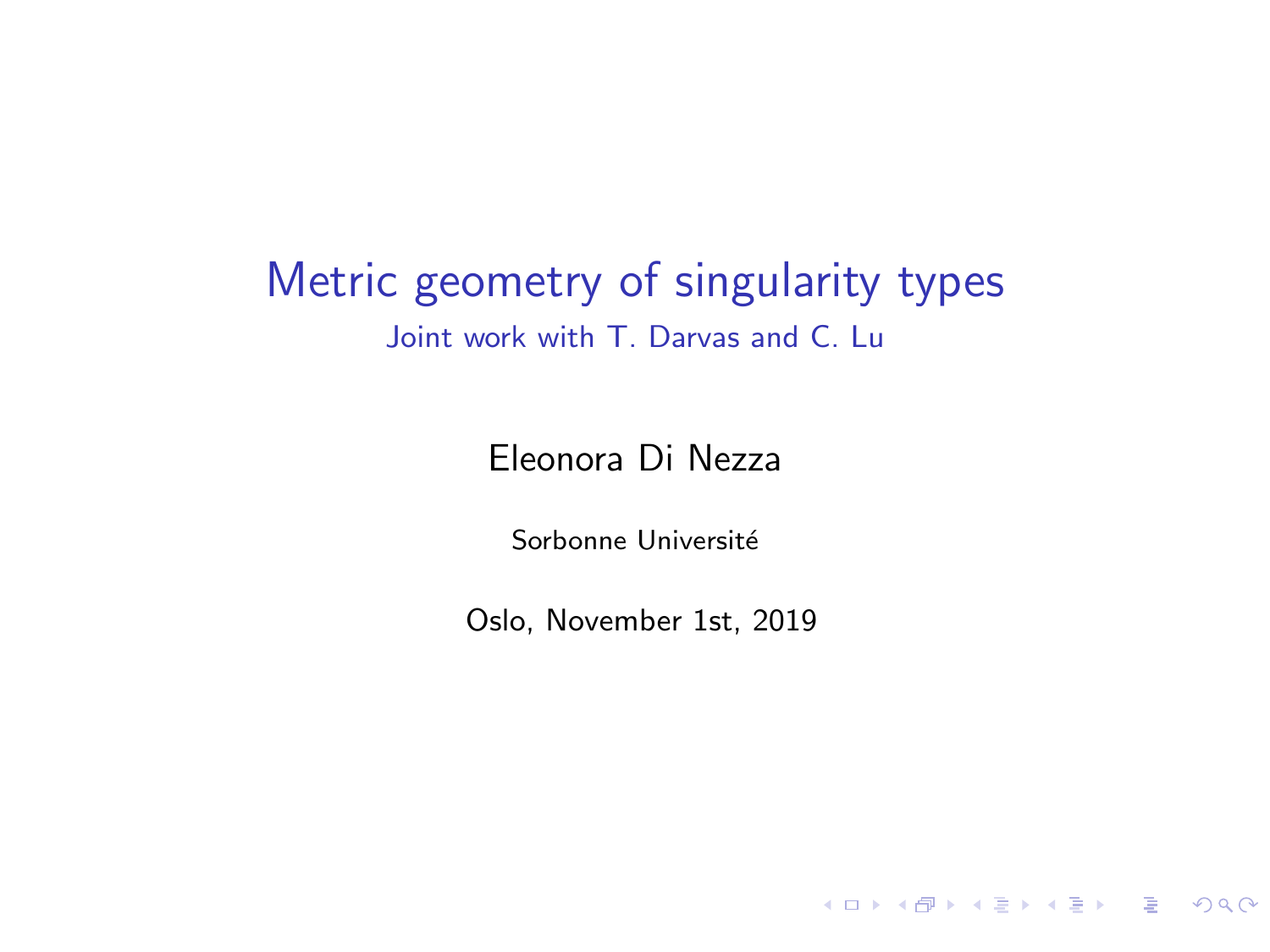# Metric geometry of singularity types

Joint work with T. Darvas and C. Lu

Eleonora Di Nezza

Sorbonne Université

Oslo, November 1st, 2019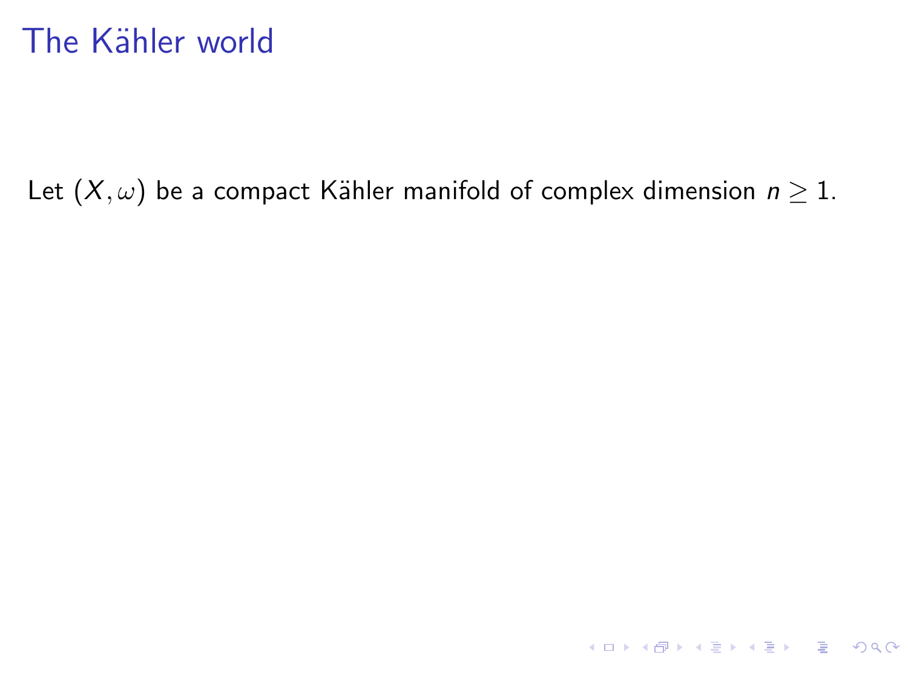# The Kähler world

Let $(X, \omega)$ be a compact Kähler manifold of complex dimension $n \geq 1$.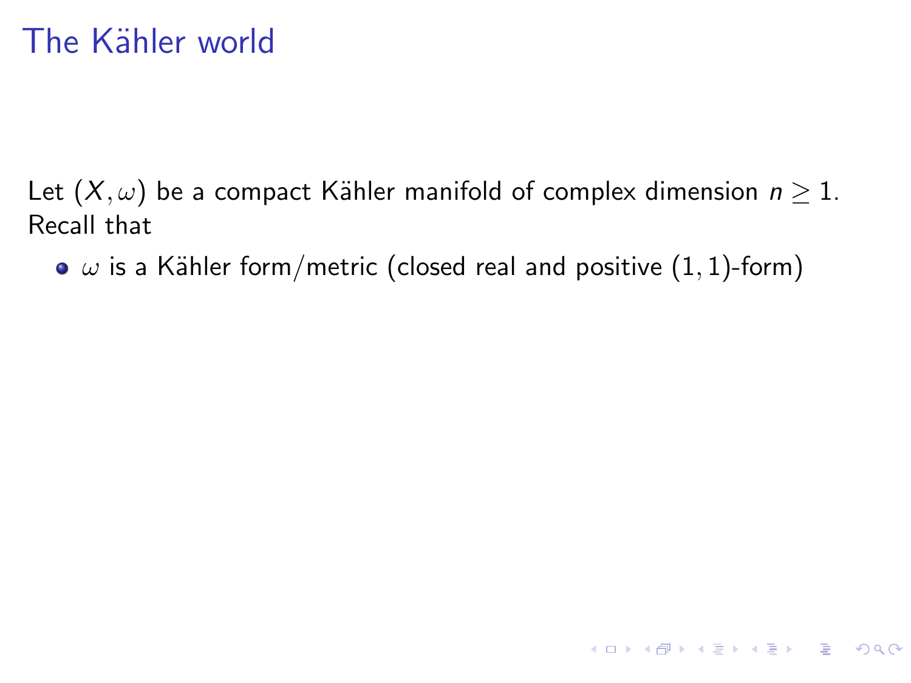# The Kähler world

Let $(X, \omega)$ be a compact Kähler manifold of complex dimension $n \geq 1$. Recall that

- $\omega$ is a Kähler form/metric (closed real and positive $(1,1)$-form)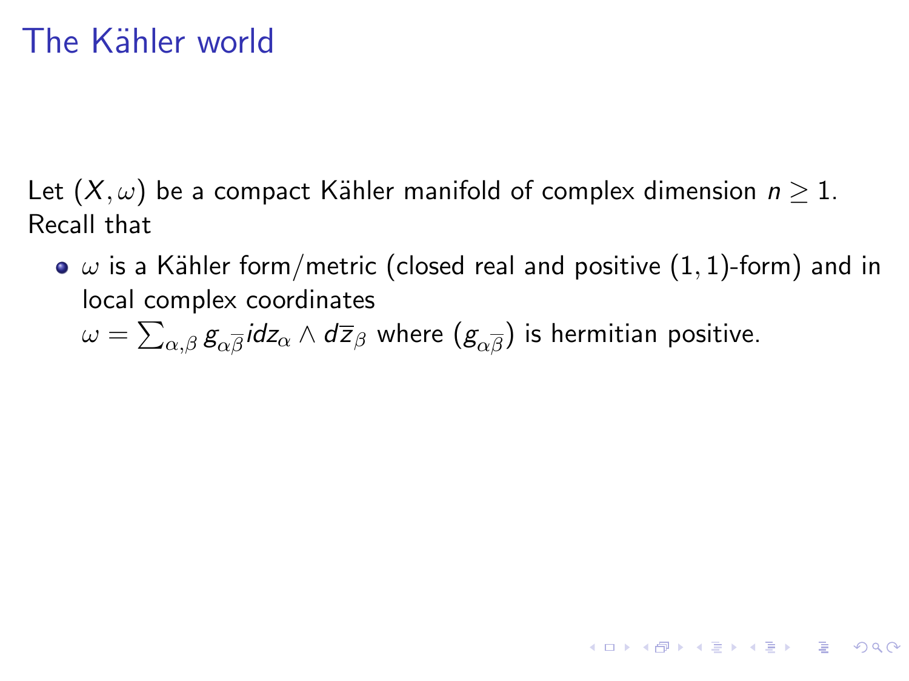# The Kähler world

Let $(X, \omega)$ be a compact Kähler manifold of complex dimension $n \geq 1$. Recall that

- $\omega$ is a Kähler form/metric (closed real and positive $(1,1)$-form) and in local complex coordinates $\omega = \sum_{\alpha,\beta} g_{\alpha\overline{\beta}} i dz_\alpha \wedge d\overline{z}_\beta$ where $(g_{\alpha\overline{\beta}})$ is hermitian positive.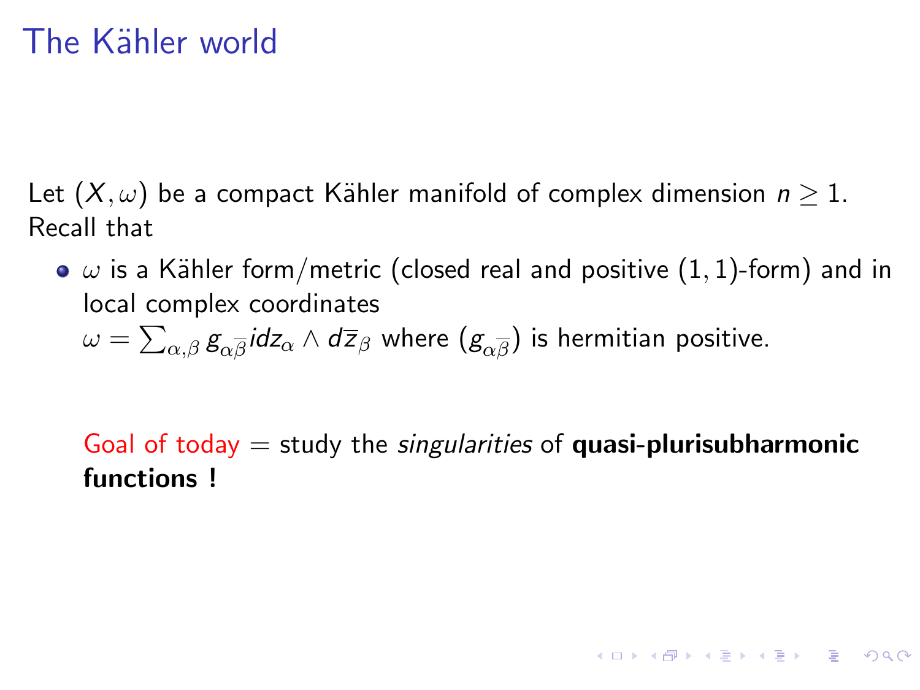# The Kähler world

Let $(X, \omega)$ be a compact Kähler manifold of complex dimension $n \geq 1$. Recall that

- $\omega$ is a Kähler form/metric (closed real and positive $(1,1)$-form) and in local complex coordinates $\omega = \sum_{\alpha,\beta} g_{\alpha\overline{\beta}} i dz_\alpha \wedge d\overline{z}_\beta$ where $(g_{\alpha\overline{\beta}})$ is hermitian positive.

Goal of today = study the *singularities* of **quasi-plurisubharmonic functions !**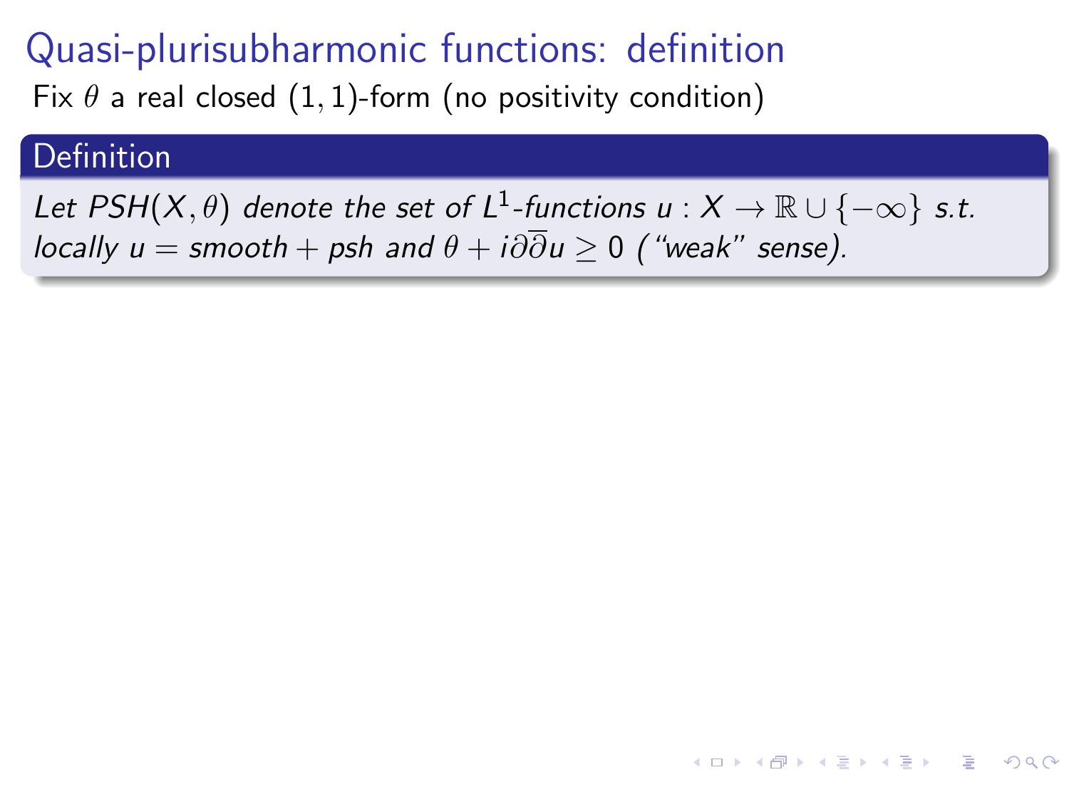# Quasi-plurisubharmonic functions: definition

Fix $\theta$ a real closed $(1,1)$-form (no positivity condition)

**Definition**

*Let $PSH(X,\theta)$ denote the set of $L^1$-functions $u : X \to \mathbb{R} \cup \{-\infty\}$ s.t. locally $u = \text{smooth} + \text{psh}$ and $\theta + i\partial\overline{\partial}u \geq 0$ ("weak" sense).*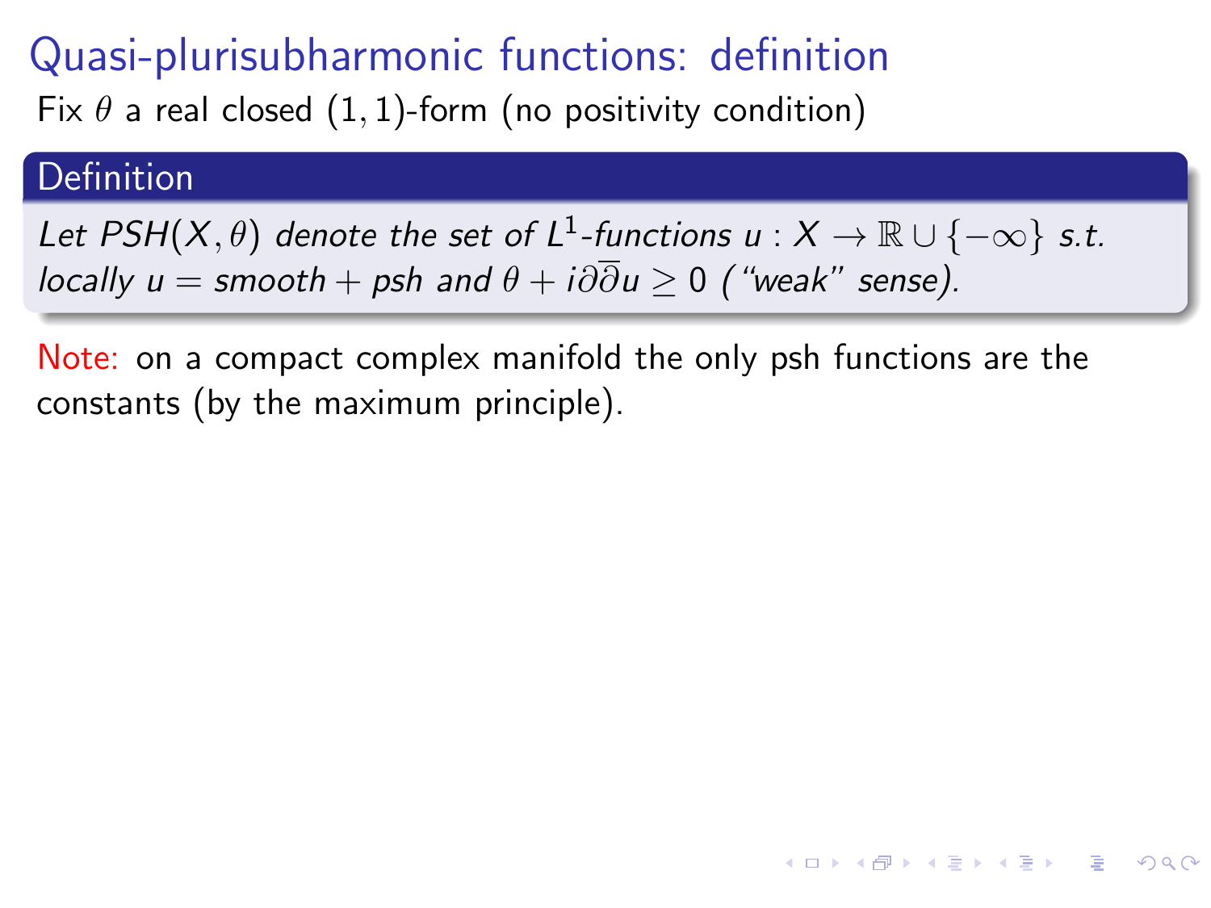# Quasi-plurisubharmonic functions: definition

Fix $\theta$ a real closed $(1,1)$-form (no positivity condition)

**Definition**

*Let $PSH(X, \theta)$ denote the set of $L^1$-functions $u : X \to \mathbb{R} \cup \{-\infty\}$ s.t. locally $u =$ smooth $+$ psh and $\theta + i\partial\overline{\partial}u \geq 0$ ("weak" sense).*

Note: on a compact complex manifold the only psh functions are the constants (by the maximum principle).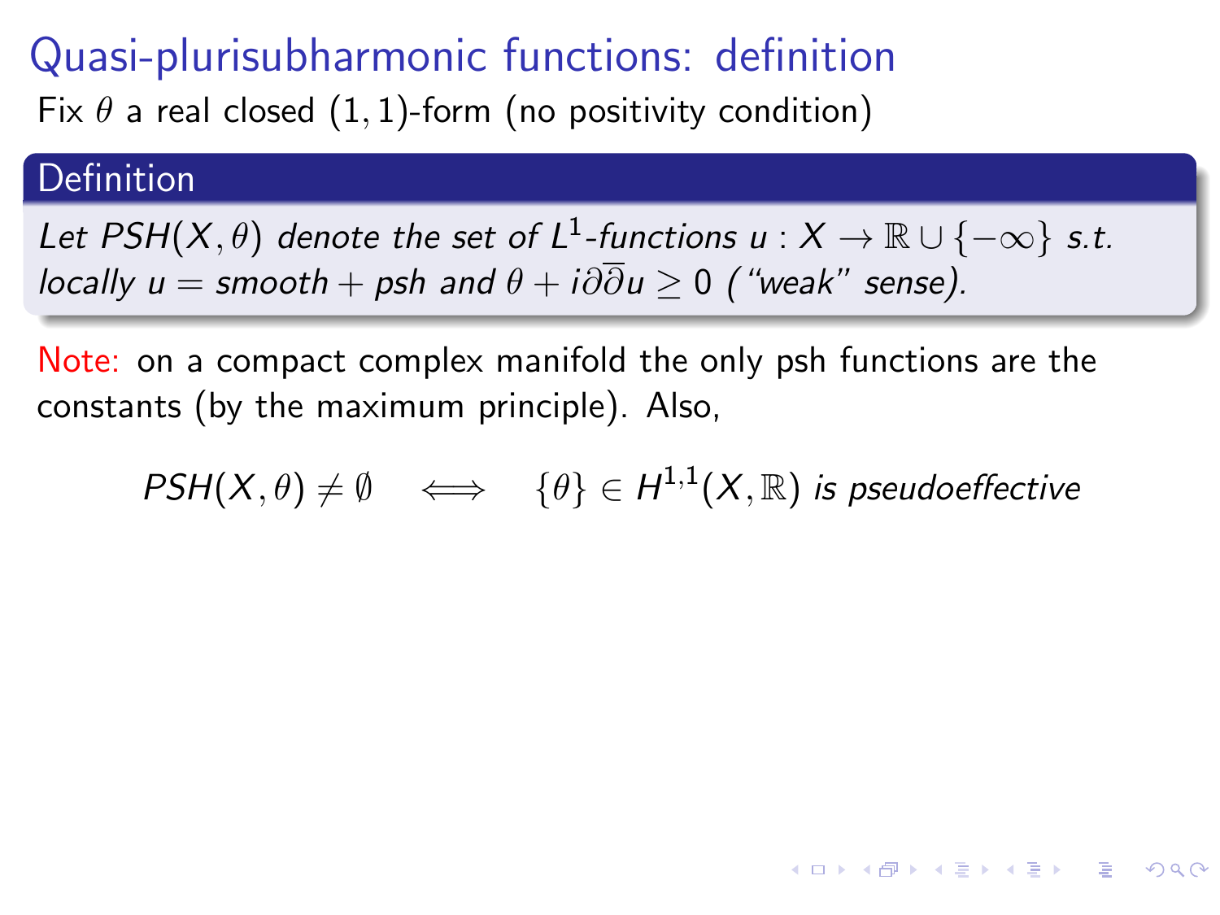# Quasi-plurisubharmonic functions: definition

Fix $\theta$ a real closed $(1,1)$-form (no positivity condition)

**Definition**

*Let $PSH(X,\theta)$ denote the set of $L^1$-functions $u : X \to \mathbb{R} \cup \{-\infty\}$ s.t. locally $u = smooth + psh$ and $\theta + i\partial\overline{\partial}u \geq 0$ ("weak" sense).*

Note: on a compact complex manifold the only psh functions are the constants (by the maximum principle). Also,

$$PSH(X,\theta) \neq \emptyset \quad \Longleftrightarrow \quad \{\theta\} \in H^{1,1}(X,\mathbb{R}) \text{ is pseudoeffective}$$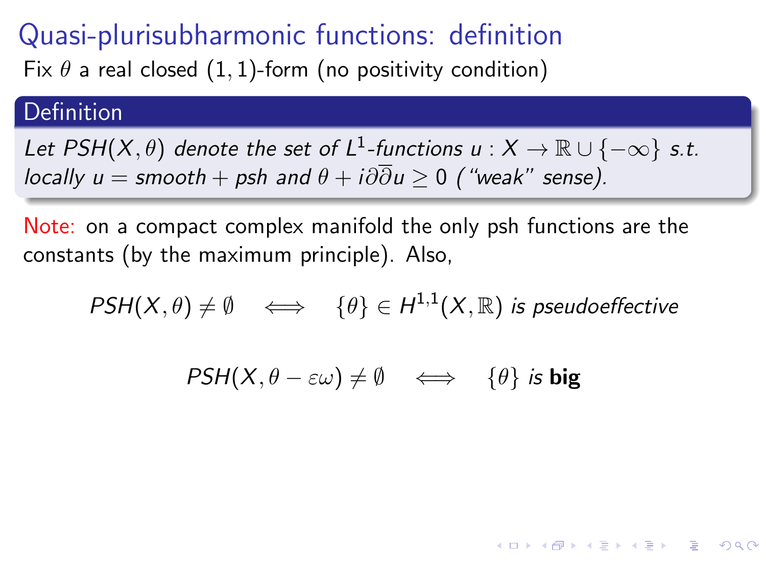# Quasi-plurisubharmonic functions: definition

Fix $\theta$ a real closed $(1,1)$-form (no positivity condition)

**Definition**

*Let $PSH(X, \theta)$ denote the set of $L^1$-functions $u : X \to \mathbb{R} \cup \{-\infty\}$ s.t. locally $u =$ smooth $+$ psh and $\theta + i\partial\overline{\partial}u \geq 0$ ("weak" sense).*

Note: on a compact complex manifold the only psh functions are the constants (by the maximum principle). Also,

$$PSH(X, \theta) \neq \emptyset \quad \Longleftrightarrow \quad \{\theta\} \in H^{1,1}(X, \mathbb{R}) \textit{ is pseudoeffective}$$

$$PSH(X, \theta - \varepsilon\omega) \neq \emptyset \quad \Longleftrightarrow \quad \{\theta\} \textit{ is } \textbf{big}$$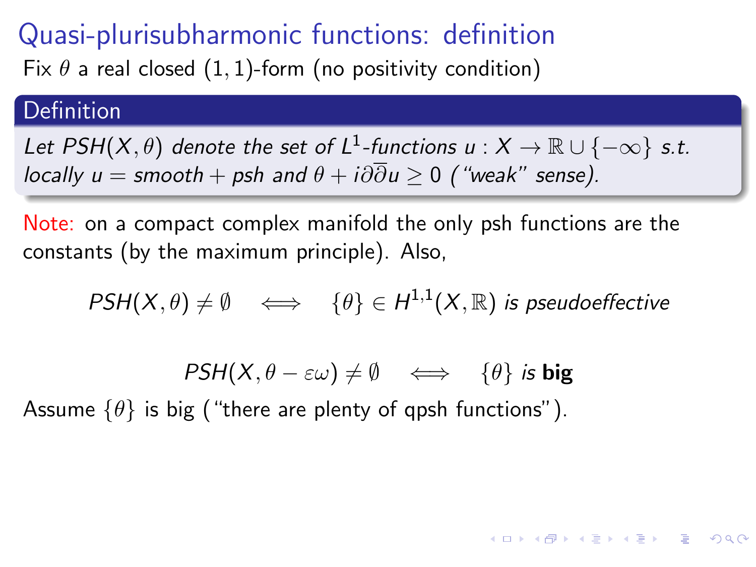# Quasi-plurisubharmonic functions: definition

Fix $\theta$ a real closed $(1,1)$-form (no positivity condition)

**Definition**

*Let $PSH(X,\theta)$ denote the set of $L^1$-functions $u : X \to \mathbb{R} \cup \{-\infty\}$ s.t. locally $u =$ smooth $+$ psh and $\theta + i\partial\overline{\partial}u \geq 0$ ("weak" sense).*

Note: on a compact complex manifold the only psh functions are the constants (by the maximum principle). Also,

$$PSH(X,\theta) \neq \emptyset \quad \Longleftrightarrow \quad \{\theta\} \in H^{1,1}(X,\mathbb{R}) \text{ is pseudoeffective}$$

$$PSH(X,\theta - \varepsilon\omega) \neq \emptyset \quad \Longleftrightarrow \quad \{\theta\} \text{ is } \textbf{big}$$

Assume $\{\theta\}$ is big ("there are plenty of qpsh functions").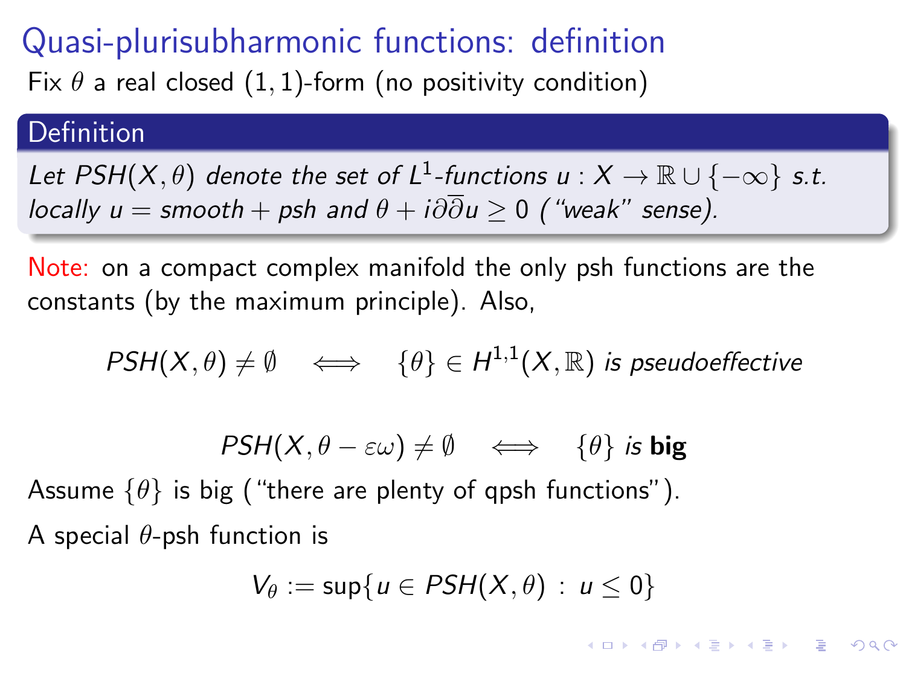# Quasi-plurisubharmonic functions: definition

Fix $\theta$ a real closed $(1,1)$-form (no positivity condition)

**Definition**

*Let $PSH(X,\theta)$ denote the set of $L^1$-functions $u : X \to \mathbb{R} \cup \{-\infty\}$ s.t. locally $u =$ smooth $+$ psh and $\theta + i\partial\overline{\partial}u \geq 0$ ("weak" sense).*

Note: on a compact complex manifold the only psh functions are the constants (by the maximum principle). Also,

$$PSH(X,\theta) \neq \emptyset \iff \{\theta\} \in H^{1,1}(X,\mathbb{R}) \text{ is pseudoeffective}$$

$$PSH(X,\theta - \varepsilon\omega) \neq \emptyset \iff \{\theta\} \text{ is } \textbf{big}$$

Assume $\{\theta\}$ is big ("there are plenty of qpsh functions").

A special $\theta$-psh function is

$$V_\theta := \sup\{u \in PSH(X,\theta) \, : \, u \leq 0\}$$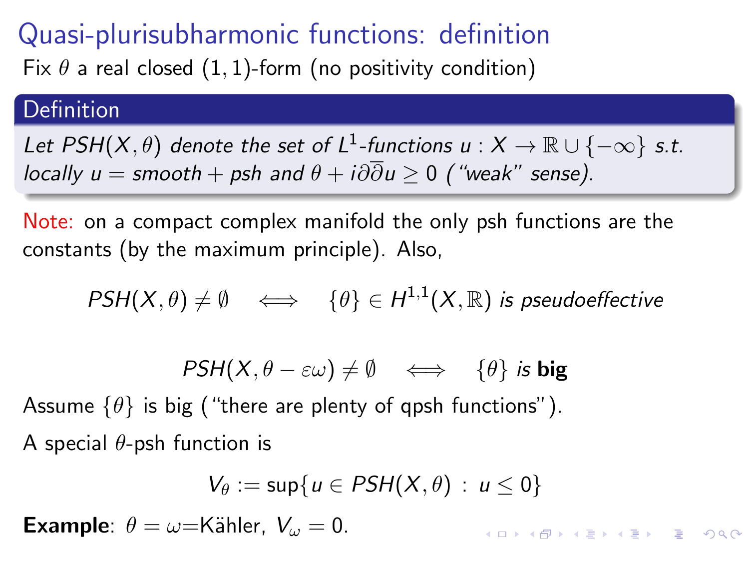# Quasi-plurisubharmonic functions: definition

Fix $\theta$ a real closed $(1,1)$-form (no positivity condition)

**Definition**

*Let $PSH(X,\theta)$ denote the set of $L^1$-functions $u : X \to \mathbb{R} \cup \{-\infty\}$ s.t. locally $u = \text{smooth} + \text{psh}$ and $\theta + i\partial\overline{\partial}u \geq 0$ ("weak" sense).*

Note: on a compact complex manifold the only psh functions are the constants (by the maximum principle). Also,

$$PSH(X,\theta) \neq \emptyset \iff \{\theta\} \in H^{1,1}(X,\mathbb{R}) \text{ is pseudoeffective}$$

$$PSH(X,\theta - \varepsilon\omega) \neq \emptyset \iff \{\theta\} \text{ is } \textbf{big}$$

Assume $\{\theta\}$ is big ("there are plenty of qpsh functions").

A special $\theta$-psh function is

$$V_\theta := \sup\{u \in PSH(X,\theta) \, : \, u \leq 0\}$$

**Example**: $\theta = \omega$=Kähler, $V_\omega = 0$.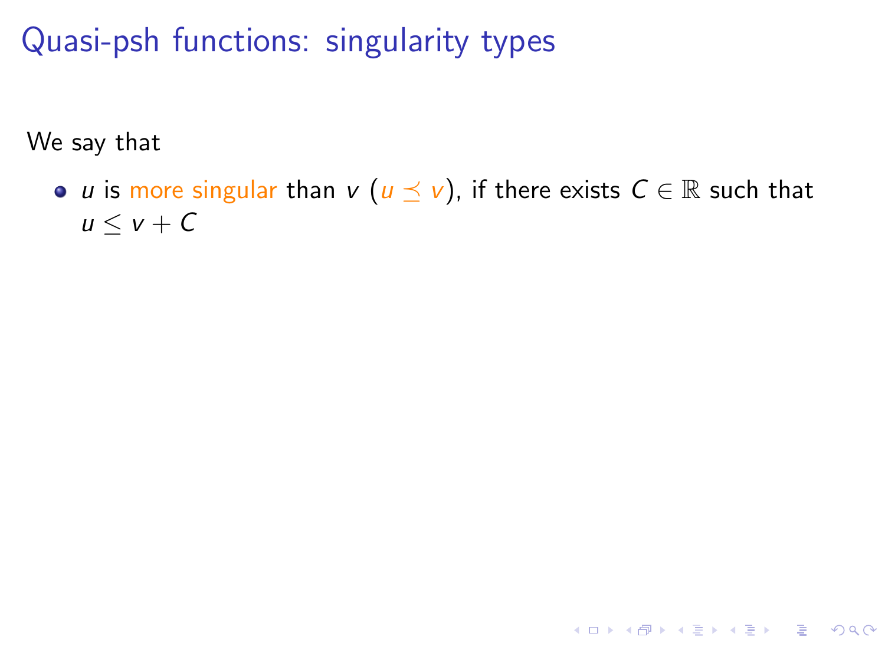# Quasi-psh functions: singularity types

We say that

- $u$ is more singular than $v$ ($u \preceq v$), if there exists $C \in \mathbb{R}$ such that $u \leq v + C$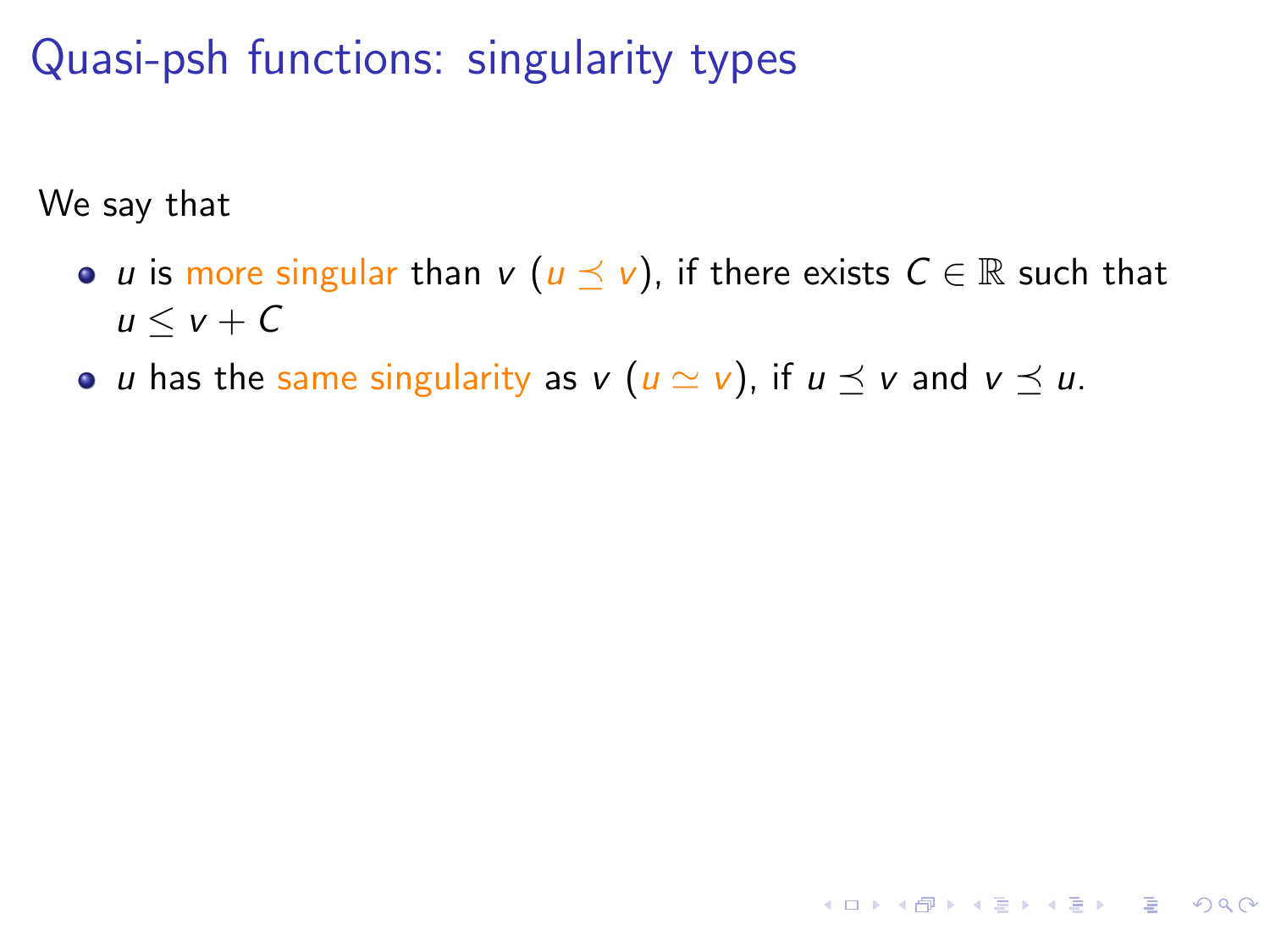# Quasi-psh functions: singularity types

We say that

- $u$ is more singular than $v$ ($u \preceq v$), if there exists $C \in \mathbb{R}$ such that $u \leq v + C$
- $u$ has the same singularity as $v$ ($u \simeq v$), if $u \preceq v$ and $v \preceq u$.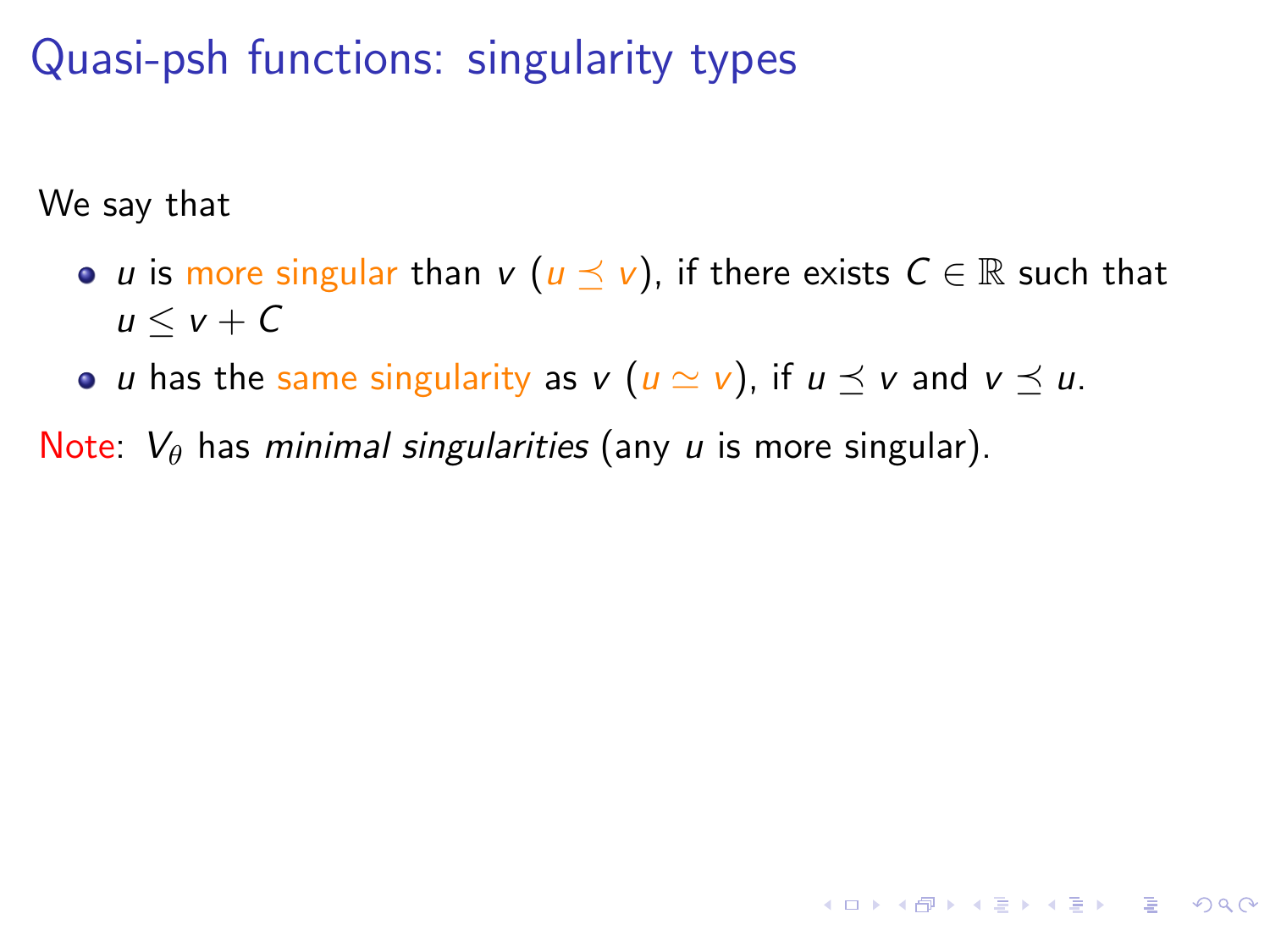# Quasi-psh functions: singularity types

We say that

- $u$ is more singular than $v$ ($u \preceq v$), if there exists $C \in \mathbb{R}$ such that $u \leq v + C$
- $u$ has the same singularity as $v$ ($u \simeq v$), if $u \preceq v$ and $v \preceq u$.

Note: $V_\theta$ has *minimal singularities* (any $u$ is more singular).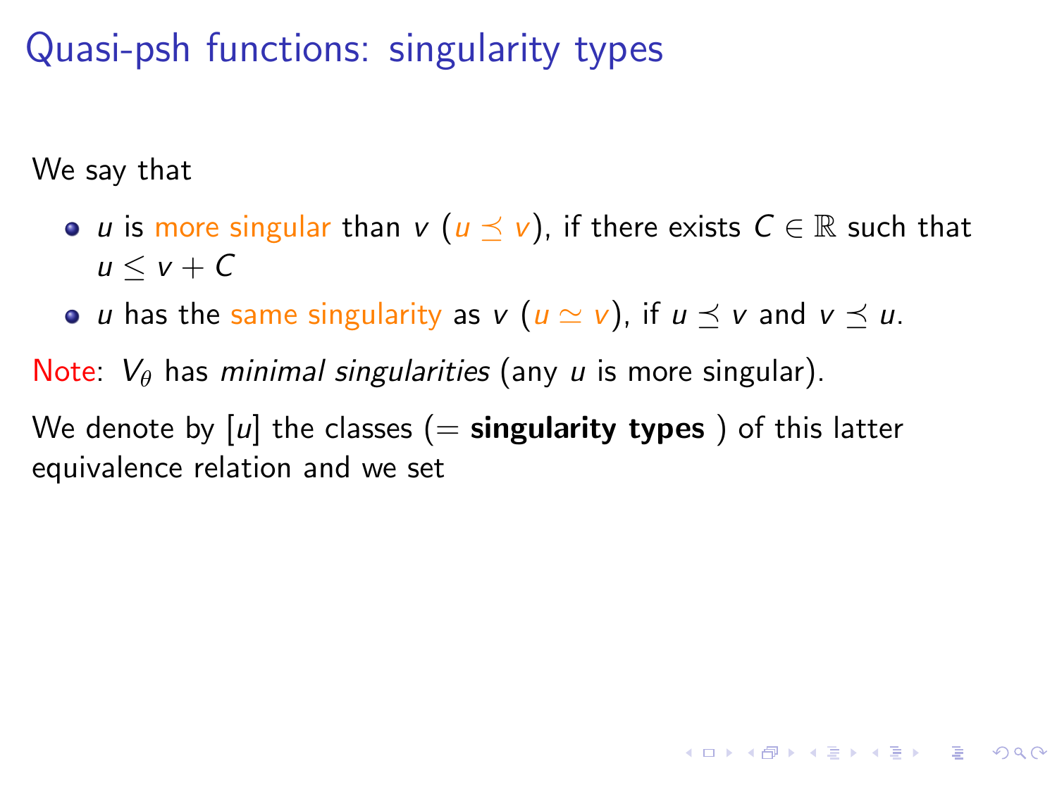# Quasi-psh functions: singularity types

We say that

- $u$ is more singular than $v$ ($u \preceq v$), if there exists $C \in \mathbb{R}$ such that $u \leq v + C$
- $u$ has the same singularity as $v$ ($u \simeq v$), if $u \preceq v$ and $v \preceq u$.

Note: $V_\theta$ has *minimal singularities* (any $u$ is more singular).

We denote by $[u]$ the classes (= **singularity types** ) of this latter equivalence relation and we set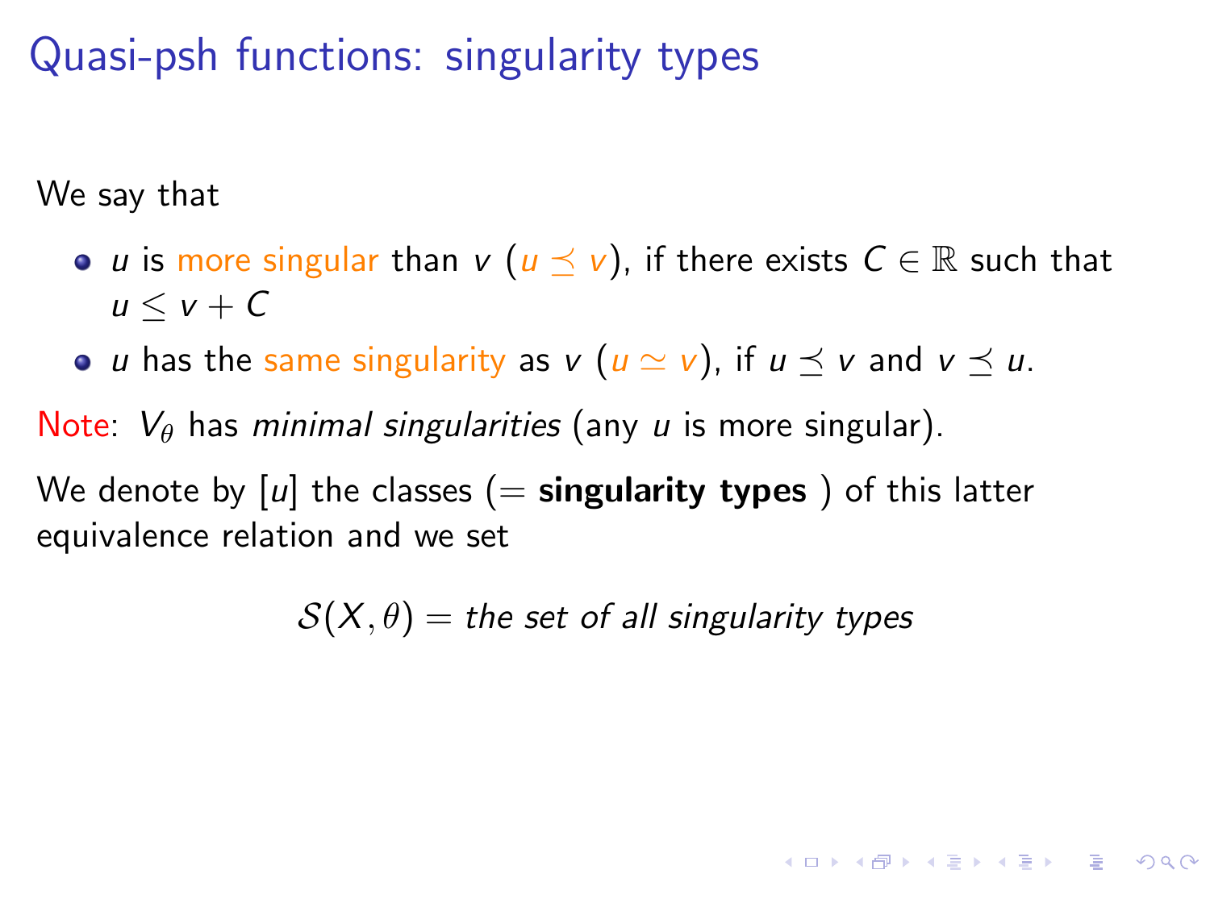# Quasi-psh functions: singularity types

We say that

- $u$ is more singular than $v$ ($u \preceq v$), if there exists $C \in \mathbb{R}$ such that $u \leq v + C$
- $u$ has the same singularity as $v$ ($u \simeq v$), if $u \preceq v$ and $v \preceq u$.

Note: $V_\theta$ has *minimal singularities* (any $u$ is more singular).

We denote by $[u]$ the classes (= **singularity types** ) of this latter equivalence relation and we set

$$\mathcal{S}(X, \theta) = \textit{the set of all singularity types}$$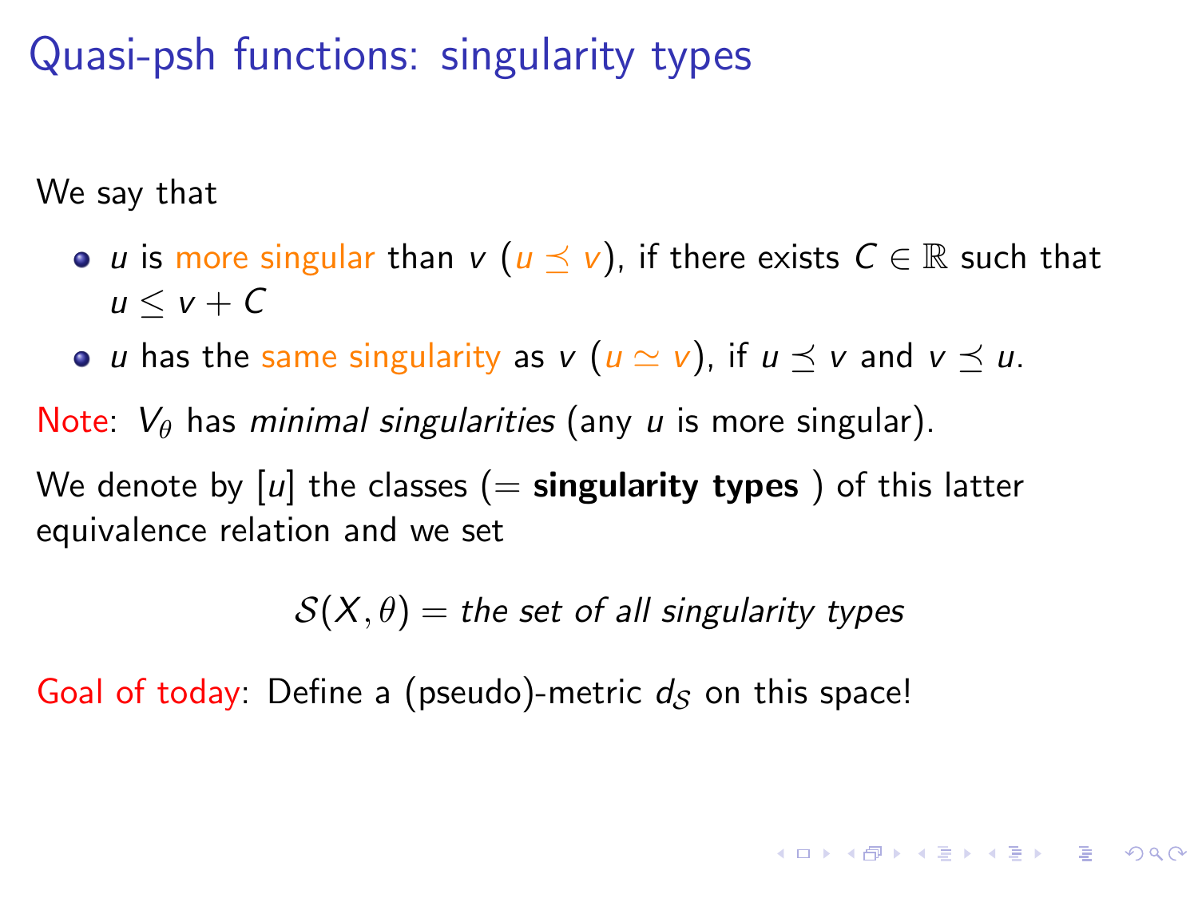# Quasi-psh functions: singularity types

We say that

- $u$ is more singular than $v$ ($u \preceq v$), if there exists $C \in \mathbb{R}$ such that $u \leq v + C$
- $u$ has the same singularity as $v$ ($u \simeq v$), if $u \preceq v$ and $v \preceq u$.

Note: $V_\theta$ has *minimal singularities* (any $u$ is more singular).

We denote by $[u]$ the classes (= **singularity types** ) of this latter equivalence relation and we set

$$\mathcal{S}(X, \theta) = \textit{the set of all singularity types}$$

Goal of today: Define a (pseudo)-metric $d_{\mathcal{S}}$ on this space!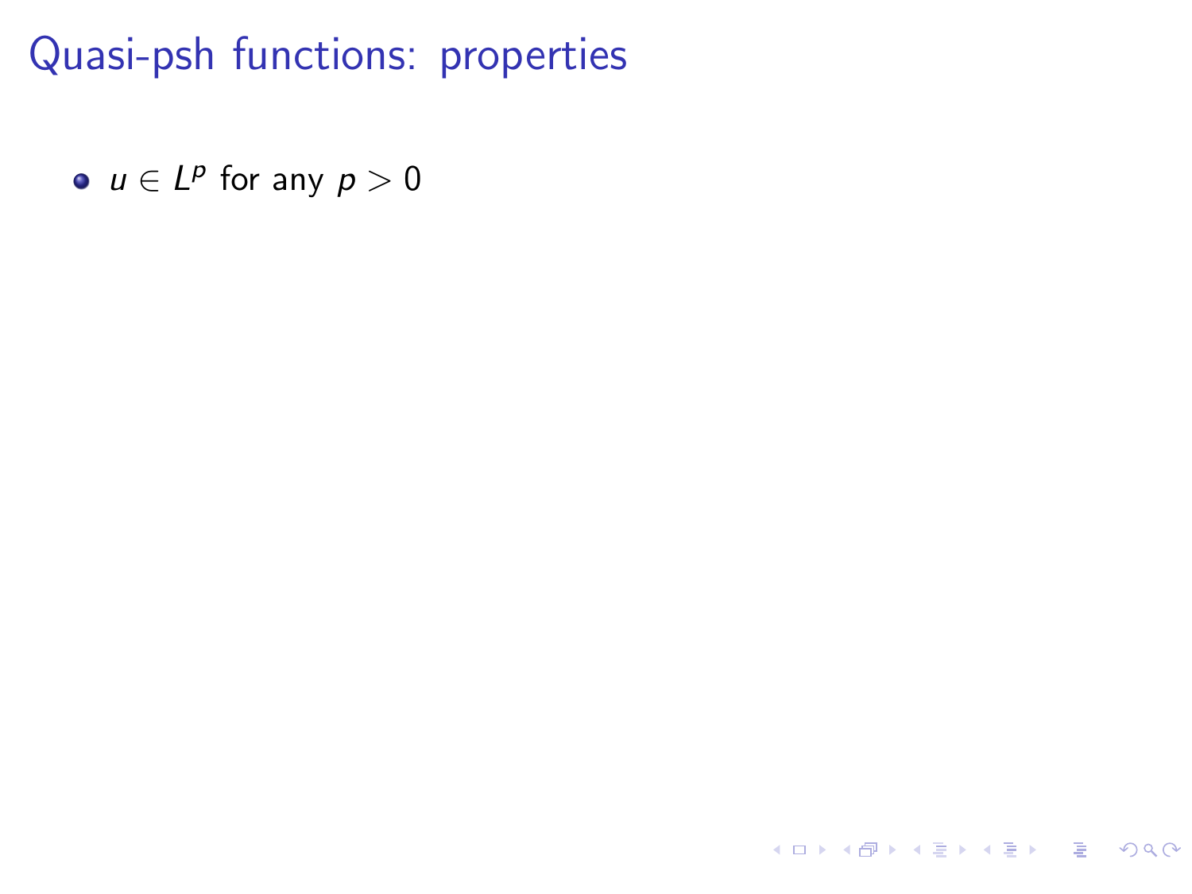# Quasi-psh functions: properties

- $u \in L^p$ for any $p > 0$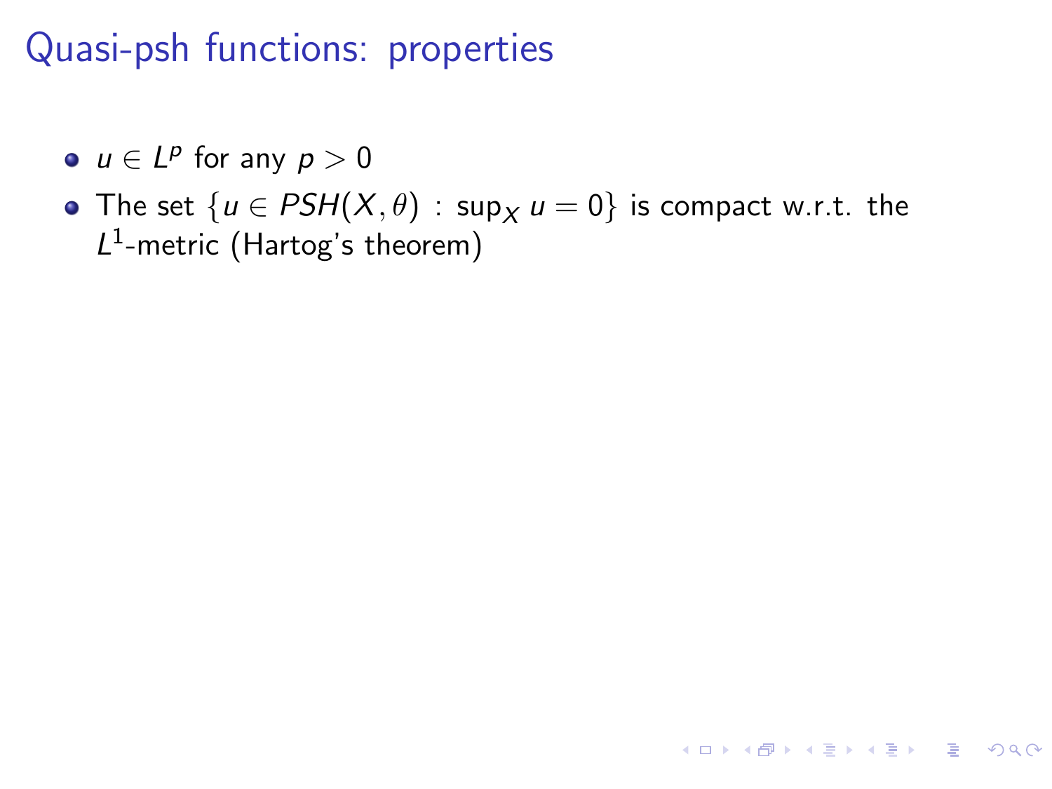# Quasi-psh functions: properties

- $u \in L^p$ for any $p > 0$
- The set $\{u \in PSH(X, \theta) \, : \, \sup_X u = 0\}$ is compact w.r.t. the $L^1$-metric (Hartog's theorem)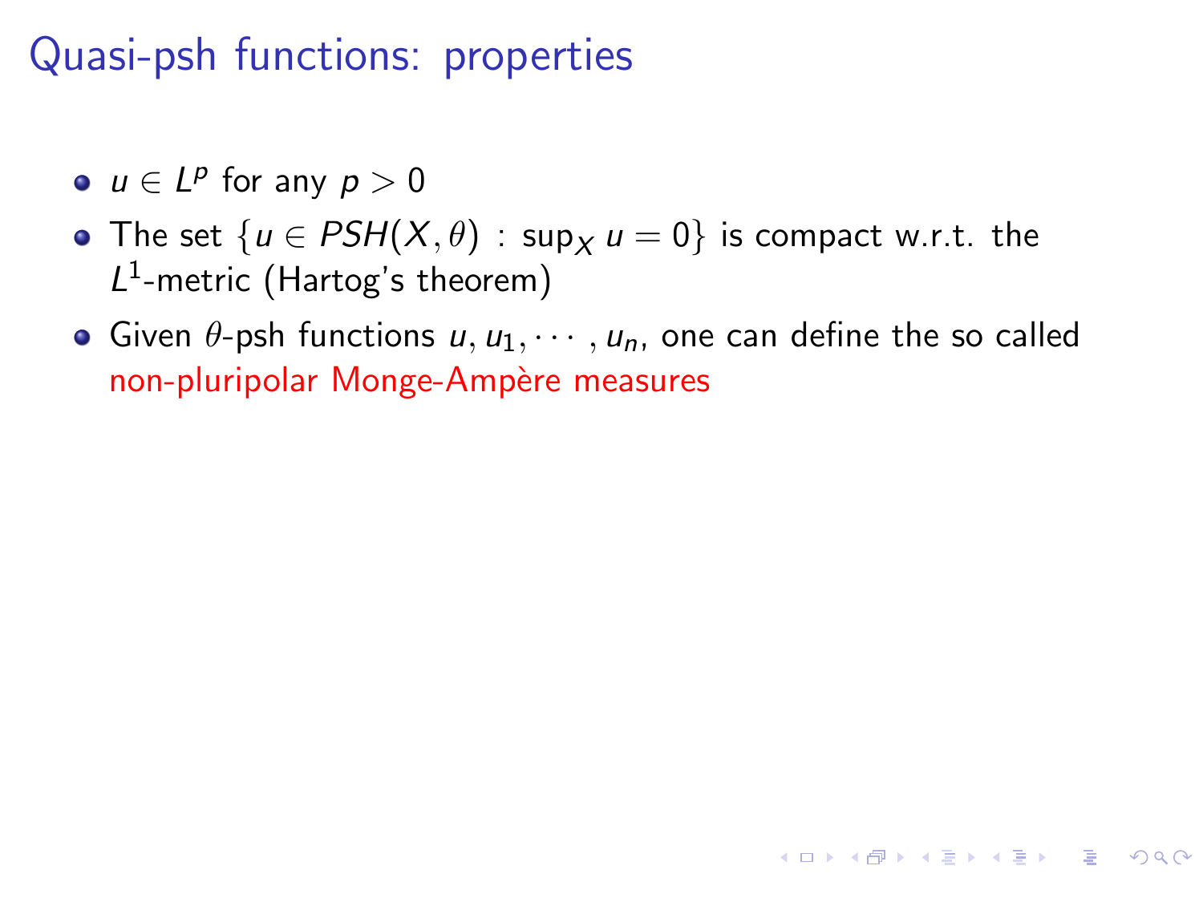# Quasi-psh functions: properties

- $u \in L^p$ for any $p > 0$
- The set $\{u \in PSH(X, \theta) : \sup_X u = 0\}$ is compact w.r.t. the $L^1$-metric (Hartog's theorem)
- Given $\theta$-psh functions $u, u_1, \cdots, u_n$, one can define the so called non-pluripolar Monge-Ampère measures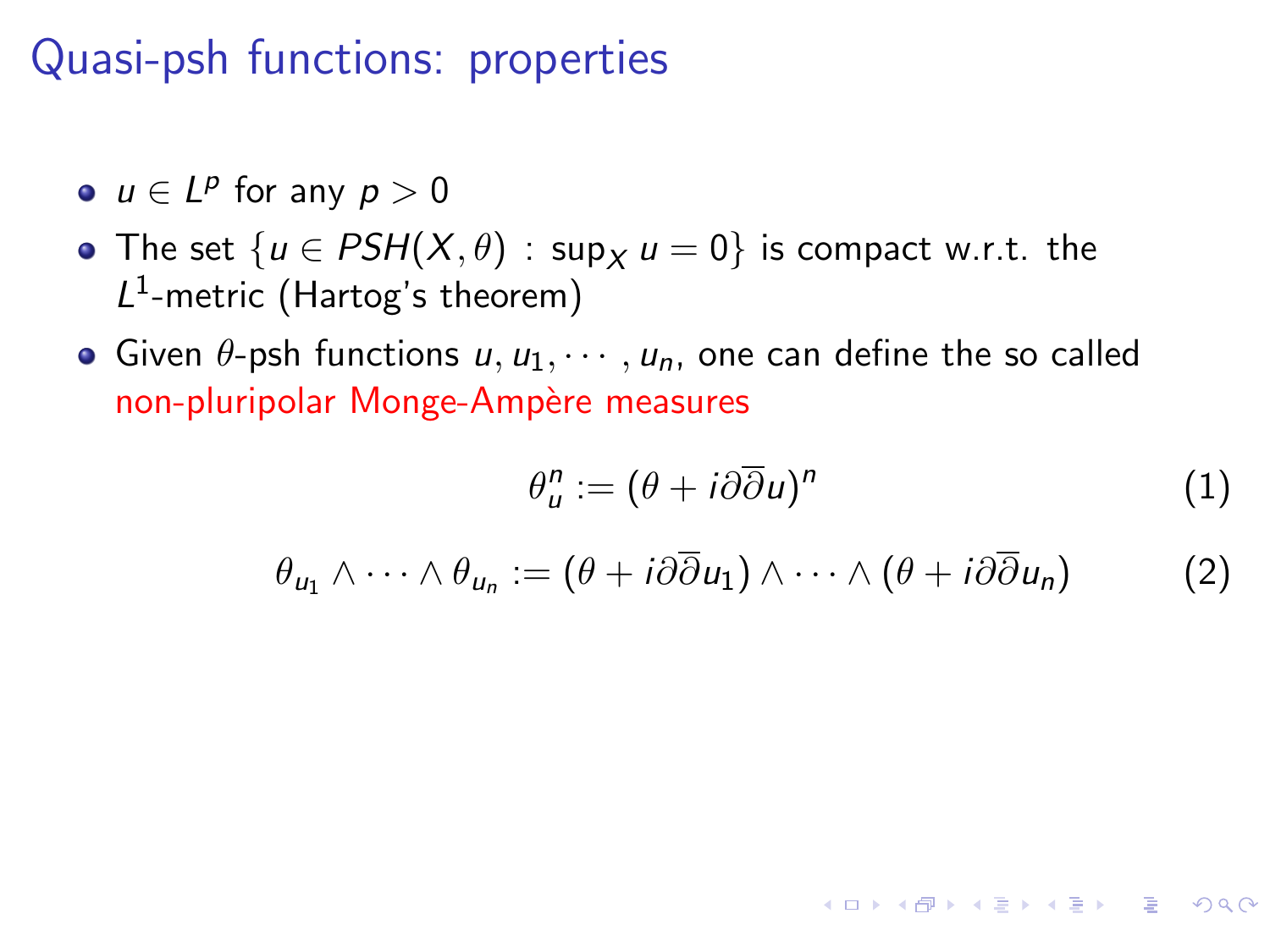# Quasi-psh functions: properties

- $u \in L^p$ for any $p > 0$
- The set $\{u \in PSH(X, \theta) : \sup_X u = 0\}$ is compact w.r.t. the $L^1$-metric (Hartog's theorem)
- Given $\theta$-psh functions $u, u_1, \cdots, u_n$, one can define the so called non-pluripolar Monge-Ampère measures

$$\theta_u^n := (\theta + i\partial\overline{\partial}u)^n \tag{1}$$

$$\theta_{u_1} \wedge \cdots \wedge \theta_{u_n} := (\theta + i\partial\overline{\partial}u_1) \wedge \cdots \wedge (\theta + i\partial\overline{\partial}u_n) \tag{2}$$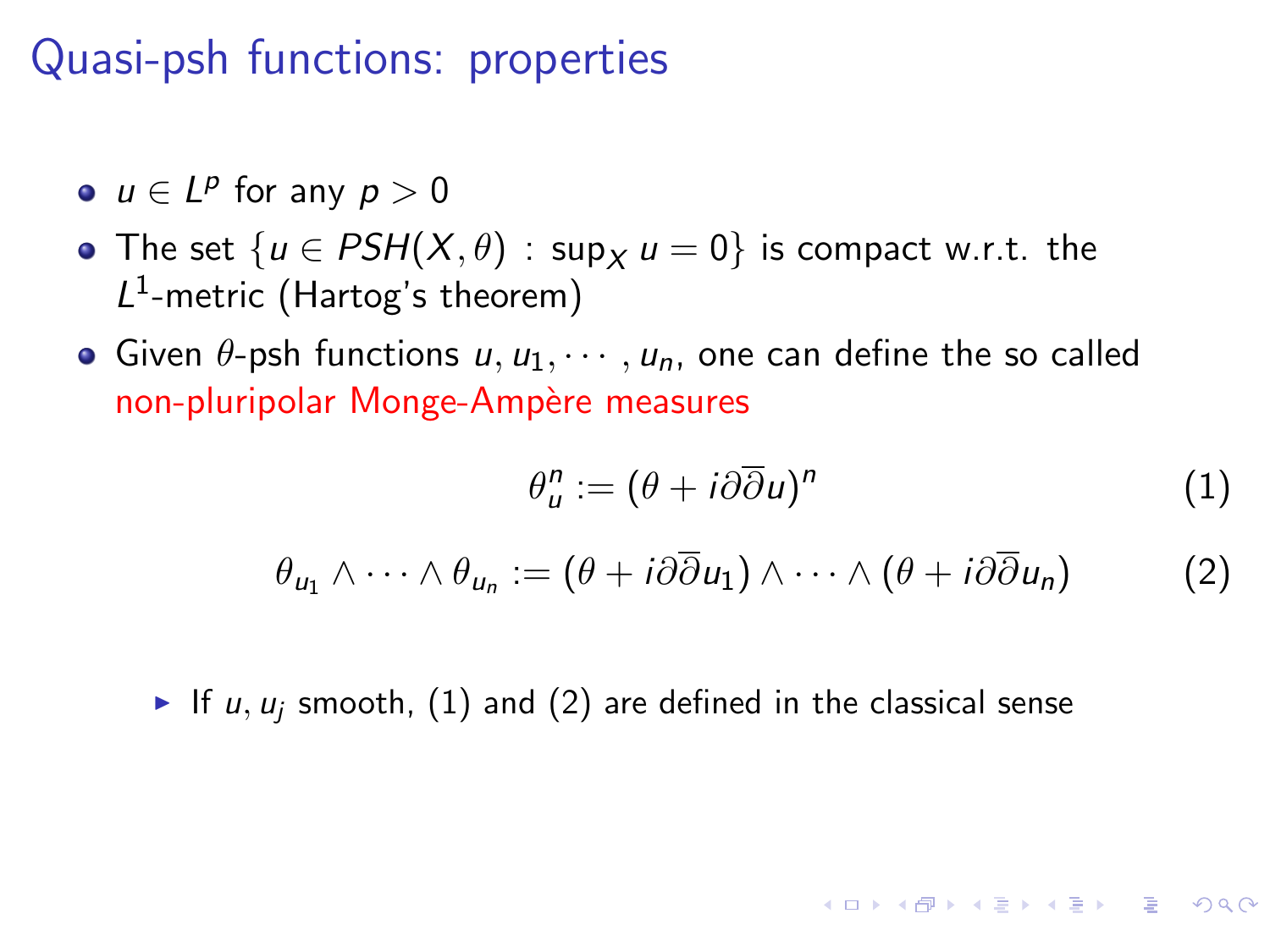# Quasi-psh functions: properties

- $u \in L^p$ for any $p > 0$
- The set $\{u \in PSH(X, \theta) \, : \, \sup_X u = 0\}$ is compact w.r.t. the $L^1$-metric (Hartog's theorem)
- Given $\theta$-psh functions $u, u_1, \cdots, u_n$, one can define the so called non-pluripolar Monge-Ampère measures

$$\theta_u^n := (\theta + i\partial\overline{\partial}u)^n \tag{1}$$

$$\theta_{u_1} \wedge \cdots \wedge \theta_{u_n} := (\theta + i\partial\overline{\partial}u_1) \wedge \cdots \wedge (\theta + i\partial\overline{\partial}u_n) \tag{2}$$

  - If $u, u_j$ smooth, (1) and (2) are defined in the classical sense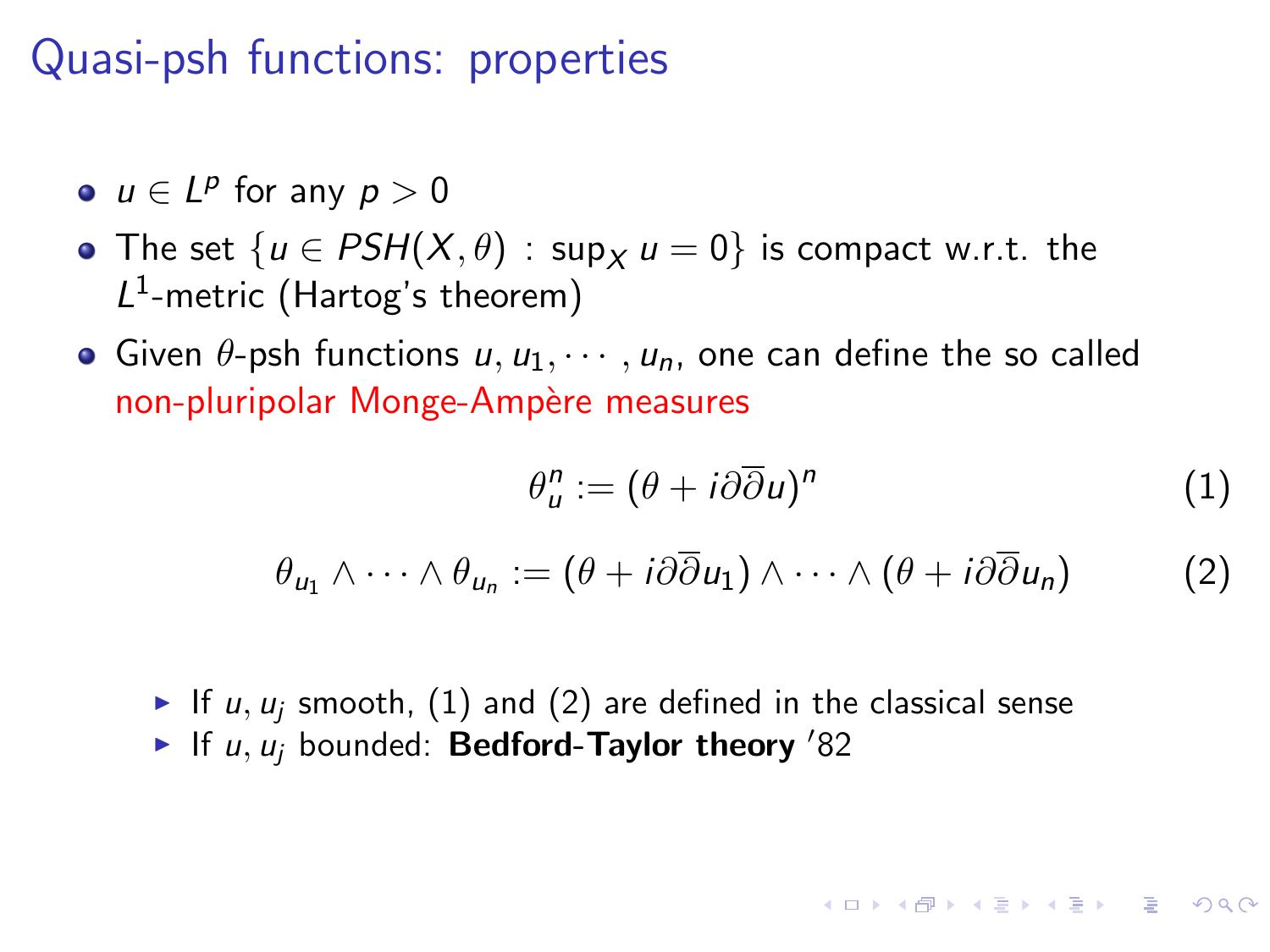# Quasi-psh functions: properties

- $u \in L^p$ for any $p > 0$
- The set $\{u \in PSH(X, \theta) \, : \, \sup_X u = 0\}$ is compact w.r.t. the $L^1$-metric (Hartog's theorem)
- Given $\theta$-psh functions $u, u_1, \cdots, u_n$, one can define the so called non-pluripolar Monge-Ampère measures

$$\theta_u^n := (\theta + i\partial\overline{\partial}u)^n \tag{1}$$

$$\theta_{u_1} \wedge \cdots \wedge \theta_{u_n} := (\theta + i\partial\overline{\partial}u_1) \wedge \cdots \wedge (\theta + i\partial\overline{\partial}u_n) \tag{2}$$

  - If $u, u_j$ smooth, (1) and (2) are defined in the classical sense
  - If $u, u_j$ bounded: **Bedford-Taylor theory** '82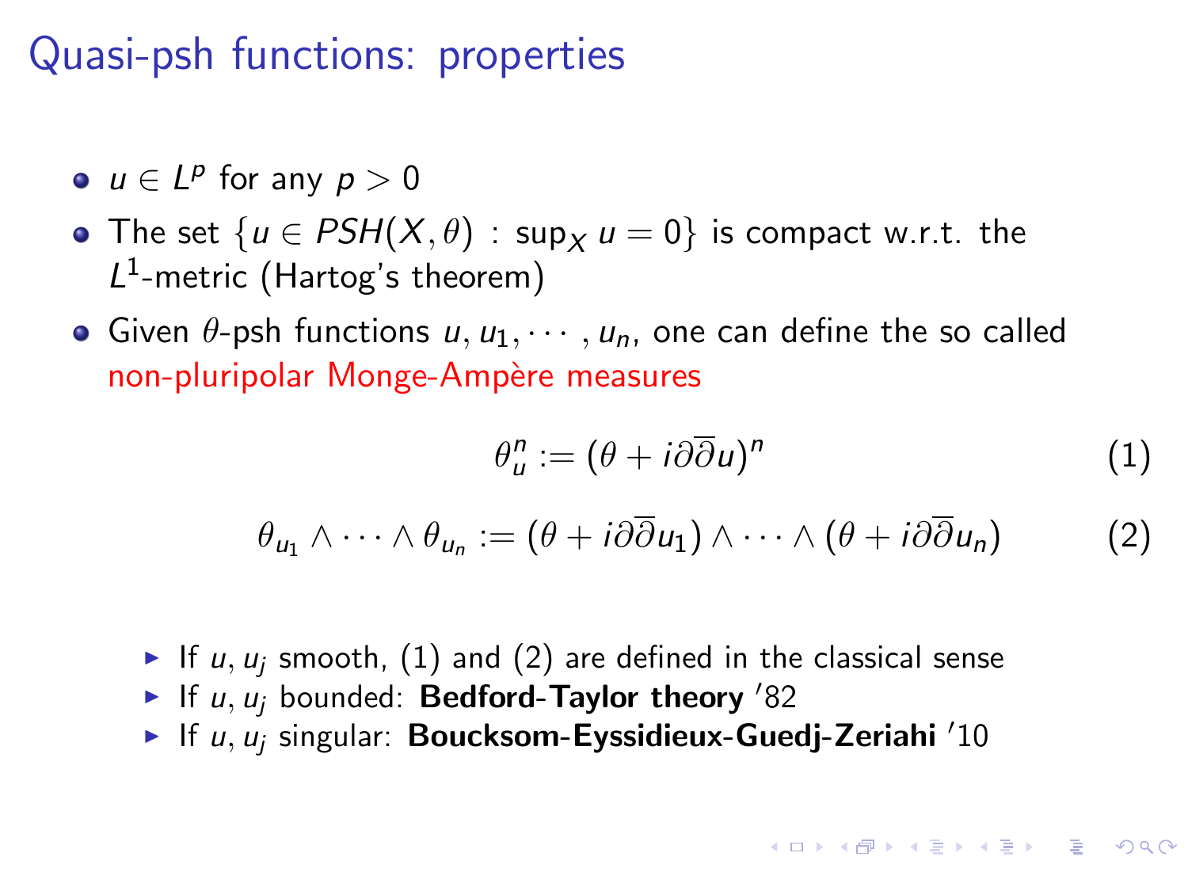# Quasi-psh functions: properties

- $u \in L^p$ for any $p > 0$
- The set $\{u \in PSH(X, \theta) : \sup_X u = 0\}$ is compact w.r.t. the $L^1$-metric (Hartog's theorem)
- Given $\theta$-psh functions $u, u_1, \cdots, u_n$, one can define the so called non-pluripolar Monge-Ampère measures

$$\theta_u^n := (\theta + i\partial\overline{\partial}u)^n \tag{1}$$

$$\theta_{u_1} \wedge \cdots \wedge \theta_{u_n} := (\theta + i\partial\overline{\partial}u_1) \wedge \cdots \wedge (\theta + i\partial\overline{\partial}u_n) \tag{2}$$

  - If $u, u_j$ smooth, (1) and (2) are defined in the classical sense
  - If $u, u_j$ bounded: **Bedford-Taylor theory** '82
  - If $u, u_j$ singular: **Boucksom-Eyssidieux-Guedj-Zeriahi** '10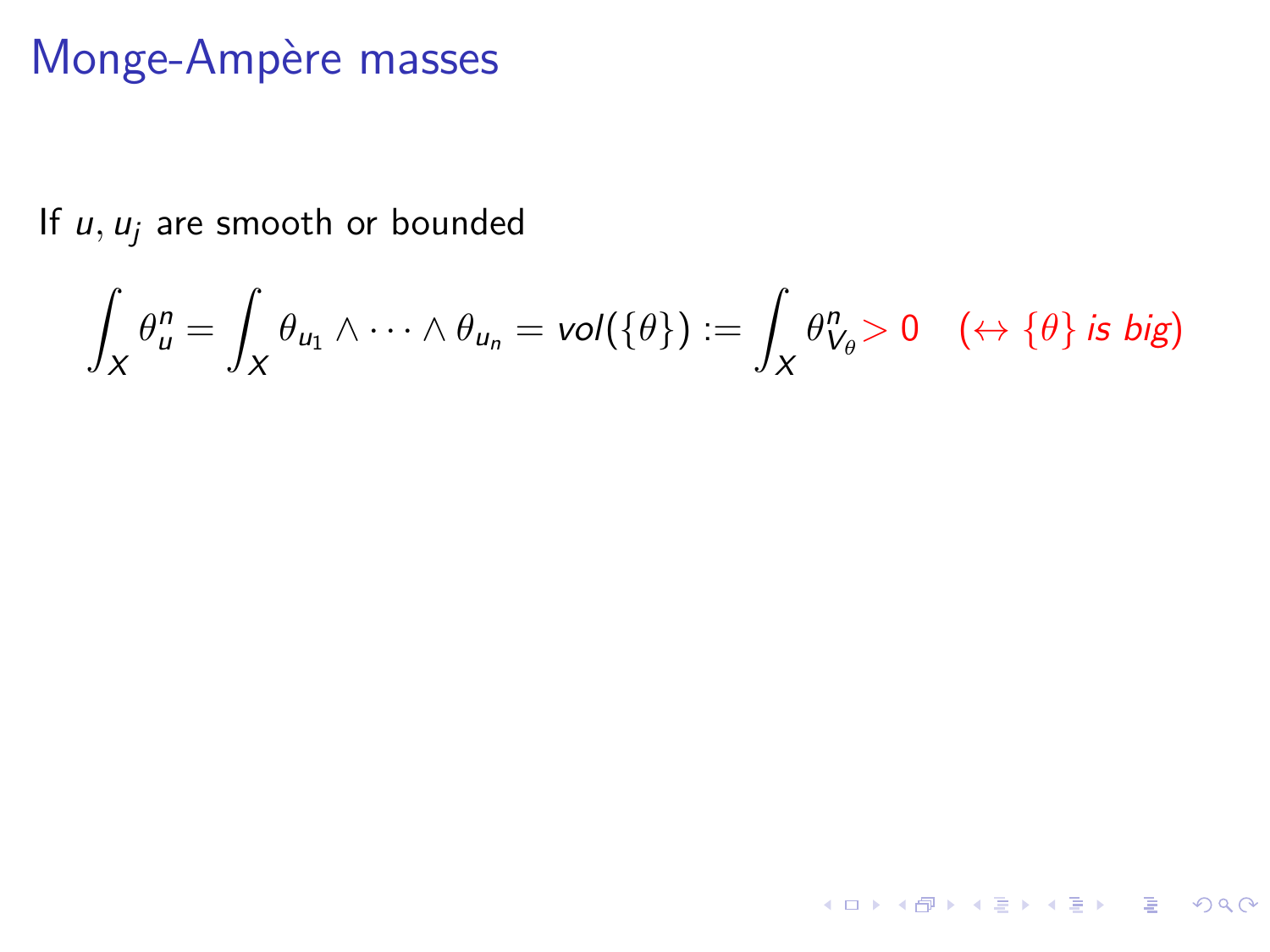# Monge-Ampère masses

If $u, u_j$ are smooth or bounded

$$\int_X \theta_u^n = \int_X \theta_{u_1} \wedge \cdots \wedge \theta_{u_n} = vol(\{\theta\}) := \int_X \theta_{V_\theta}^n > 0 \quad (\leftrightarrow \{\theta\} \text{ is big})$$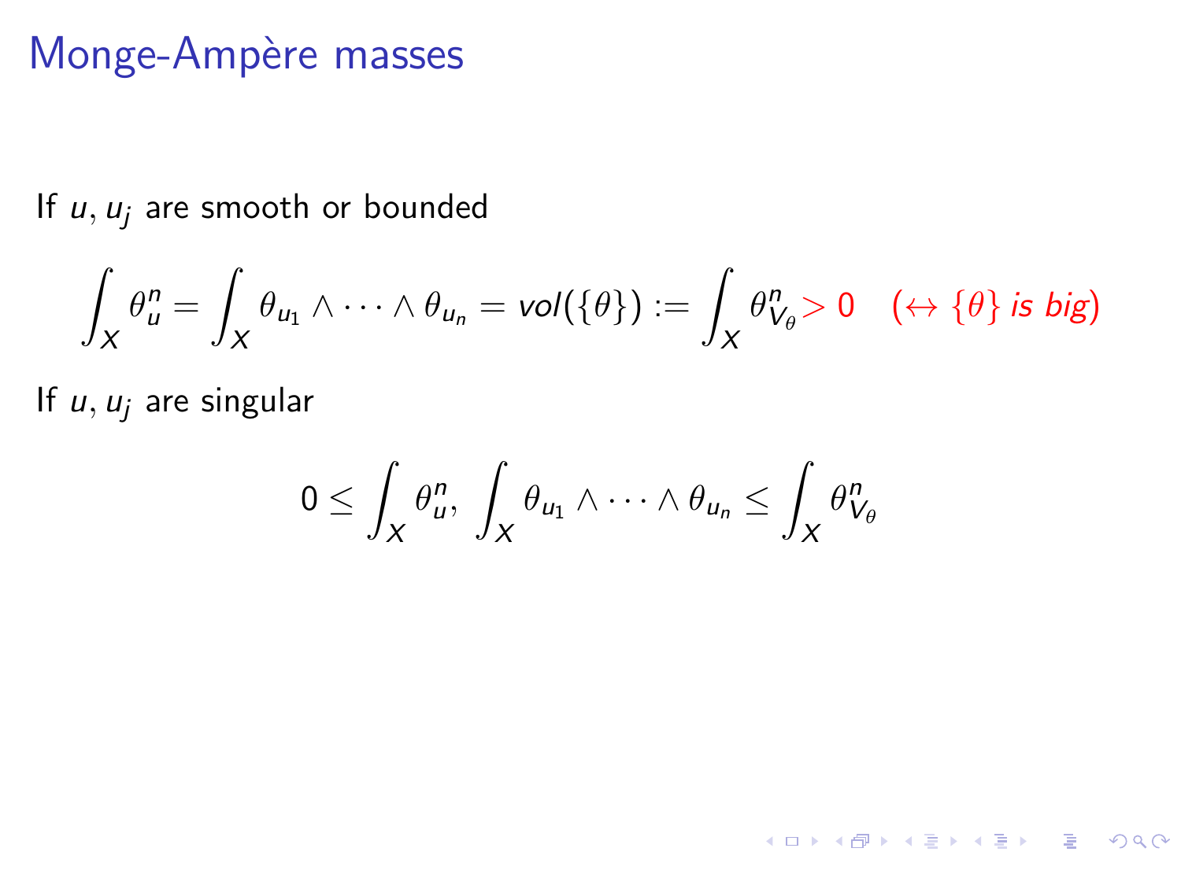# Monge-Ampère masses

If $u, u_j$ are smooth or bounded

$$\int_X \theta_u^n = \int_X \theta_{u_1} \wedge \cdots \wedge \theta_{u_n} = vol(\{\theta\}) := \int_X \theta_{V_\theta}^n > 0 \quad (\leftrightarrow \{\theta\} \text{ is big})$$

If $u, u_j$ are singular

$$0 \leq \int_X \theta_u^n, \int_X \theta_{u_1} \wedge \cdots \wedge \theta_{u_n} \leq \int_X \theta_{V_\theta}^n$$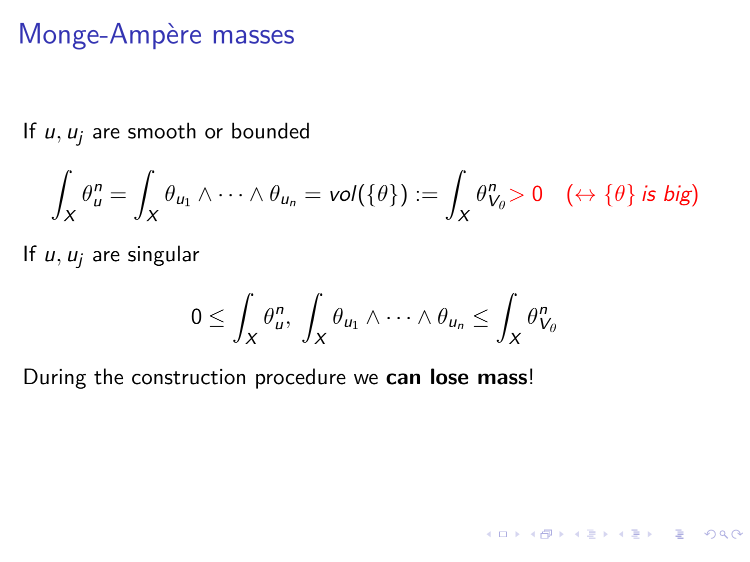# Monge-Ampère masses

If $u, u_j$ are smooth or bounded

$$\int_X \theta_u^n = \int_X \theta_{u_1} \wedge \cdots \wedge \theta_{u_n} = vol(\{\theta\}) := \int_X \theta_{V_\theta}^n > 0 \quad (\leftrightarrow \{\theta\} \text{ is big})$$

If $u, u_j$ are singular

$$0 \leq \int_X \theta_u^n, \int_X \theta_{u_1} \wedge \cdots \wedge \theta_{u_n} \leq \int_X \theta_{V_\theta}^n$$

During the construction procedure we **can lose mass**!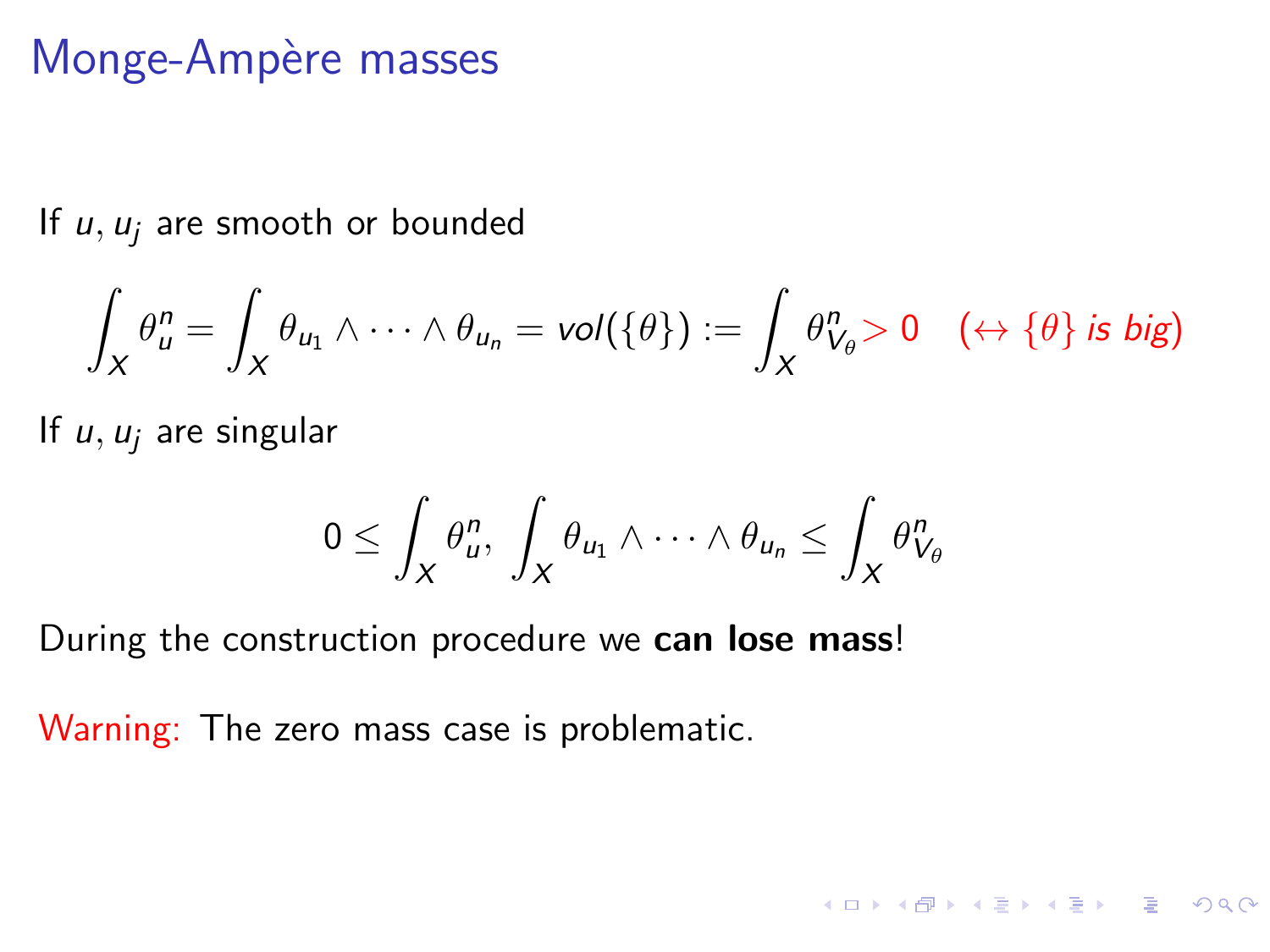# Monge-Ampère masses

If $u, u_j$ are smooth or bounded

$$\int_X \theta_u^n = \int_X \theta_{u_1} \wedge \cdots \wedge \theta_{u_n} = vol(\{\theta\}) := \int_X \theta_{V_\theta}^n > 0 \quad (\leftrightarrow \{\theta\} \textit{ is big})$$

If $u, u_j$ are singular

$$0 \leq \int_X \theta_u^n, \int_X \theta_{u_1} \wedge \cdots \wedge \theta_{u_n} \leq \int_X \theta_{V_\theta}^n$$

During the construction procedure we **can lose mass**!

Warning: The zero mass case is problematic.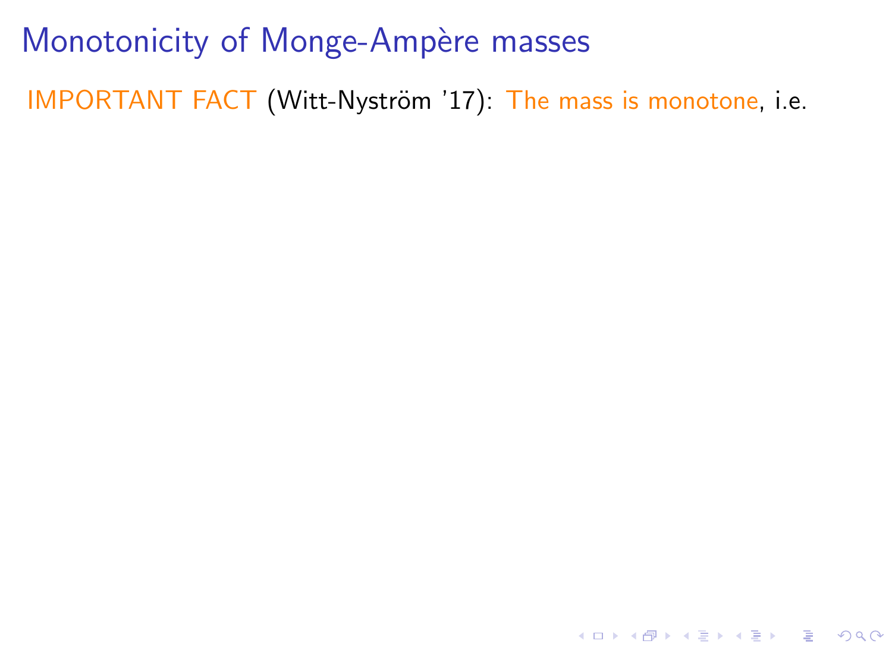# Monotonicity of Monge-Ampère masses

IMPORTANT FACT (Witt-Nyström '17): The mass is monotone, i.e.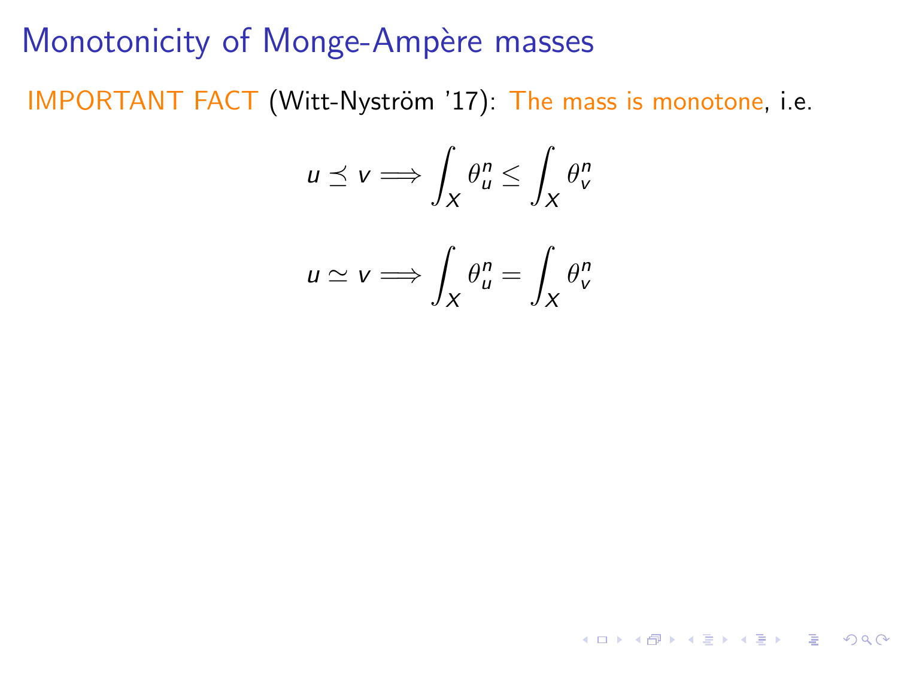# Monotonicity of Monge-Ampère masses

IMPORTANT FACT (Witt-Nyström '17): The mass is monotone, i.e.

$$u \preceq v \Longrightarrow \int_X \theta_u^n \leq \int_X \theta_v^n$$

$$u \simeq v \Longrightarrow \int_X \theta_u^n = \int_X \theta_v^n$$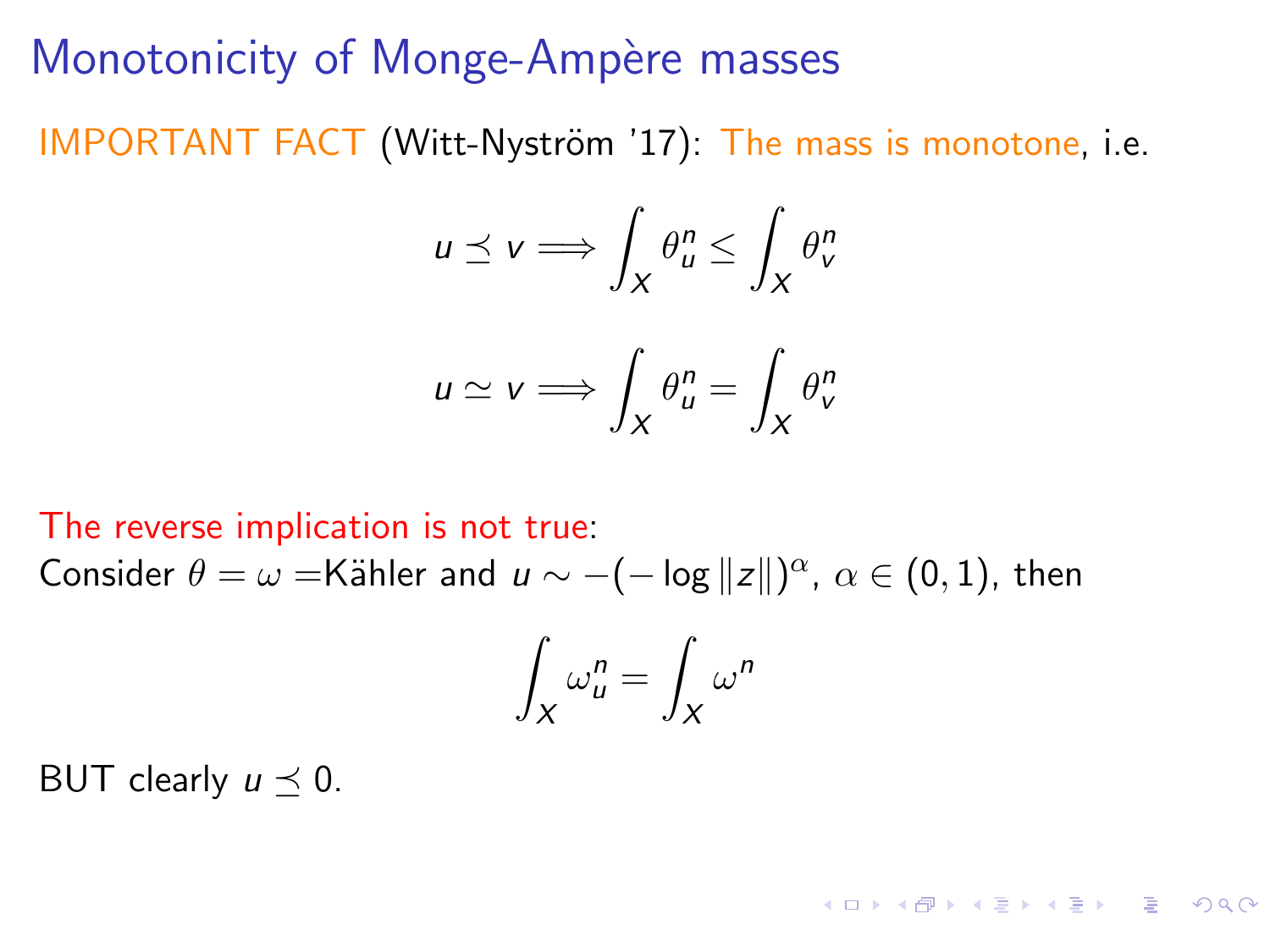# Monotonicity of Monge-Ampère masses

IMPORTANT FACT (Witt-Nyström '17): The mass is monotone, i.e.

$$u \preceq v \Longrightarrow \int_X \theta_u^n \leq \int_X \theta_v^n$$

$$u \simeq v \Longrightarrow \int_X \theta_u^n = \int_X \theta_v^n$$

The reverse implication is not true:
Consider $\theta = \omega =$Kähler and $u \sim -(-\log \|z\|)^\alpha$, $\alpha \in (0,1)$, then

$$\int_X \omega_u^n = \int_X \omega^n$$

BUT clearly $u \preceq 0$.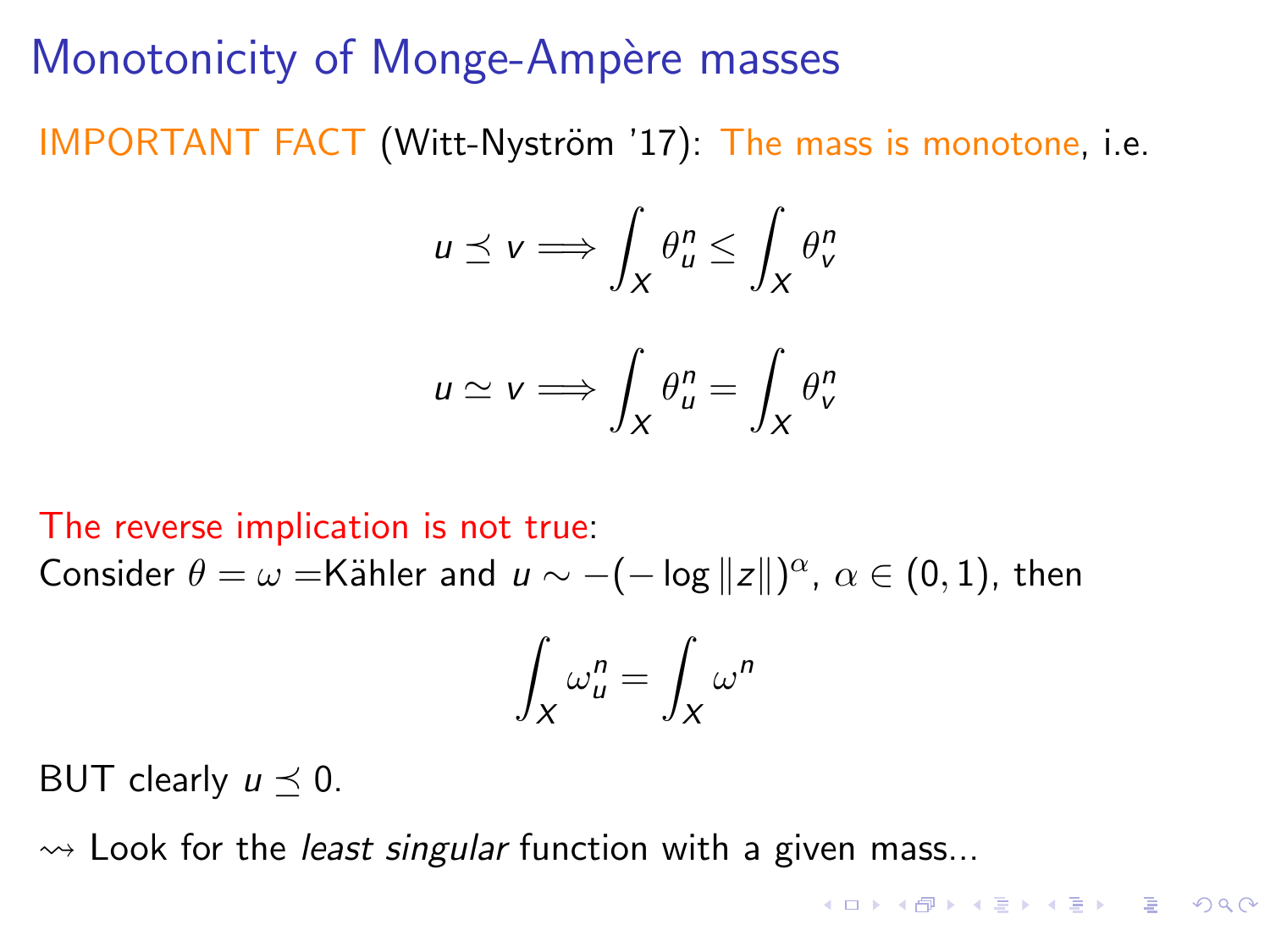# Monotonicity of Monge-Ampère masses

IMPORTANT FACT (Witt-Nyström '17): The mass is monotone, i.e.

$$u \preceq v \Longrightarrow \int_X \theta_u^n \leq \int_X \theta_v^n$$

$$u \simeq v \Longrightarrow \int_X \theta_u^n = \int_X \theta_v^n$$

The reverse implication is not true:
Consider $\theta = \omega =$Kähler and $u \sim -(-\log \|z\|)^\alpha$, $\alpha \in (0, 1)$, then

$$\int_X \omega_u^n = \int_X \omega^n$$

BUT clearly $u \preceq 0$.

$\rightsquigarrow$ Look for the *least singular* function with a given mass...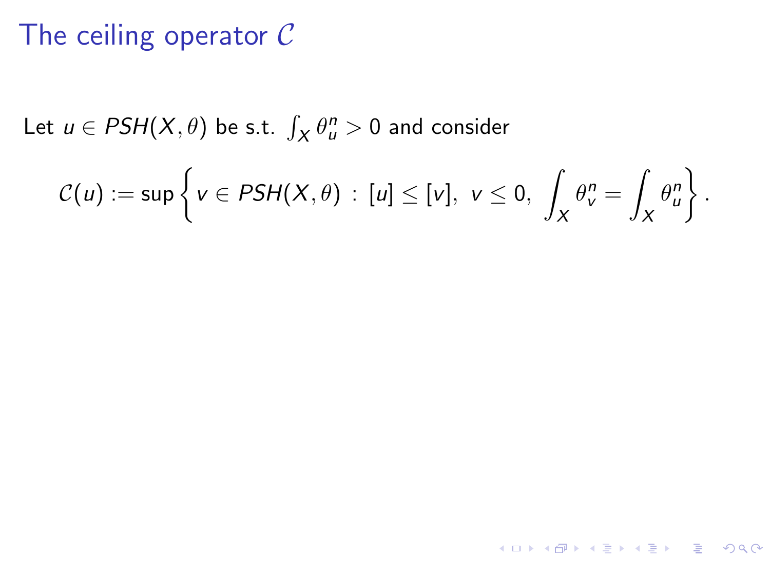# The ceiling operator $\mathcal{C}$

Let $u \in PSH(X, \theta)$ be s.t. $\int_X \theta_u^n > 0$ and consider

$$\mathcal{C}(u) := \sup\left\{ v \in PSH(X, \theta) \,:\, [u] \leq [v],\ v \leq 0,\ \int_X \theta_v^n = \int_X \theta_u^n \right\}.$$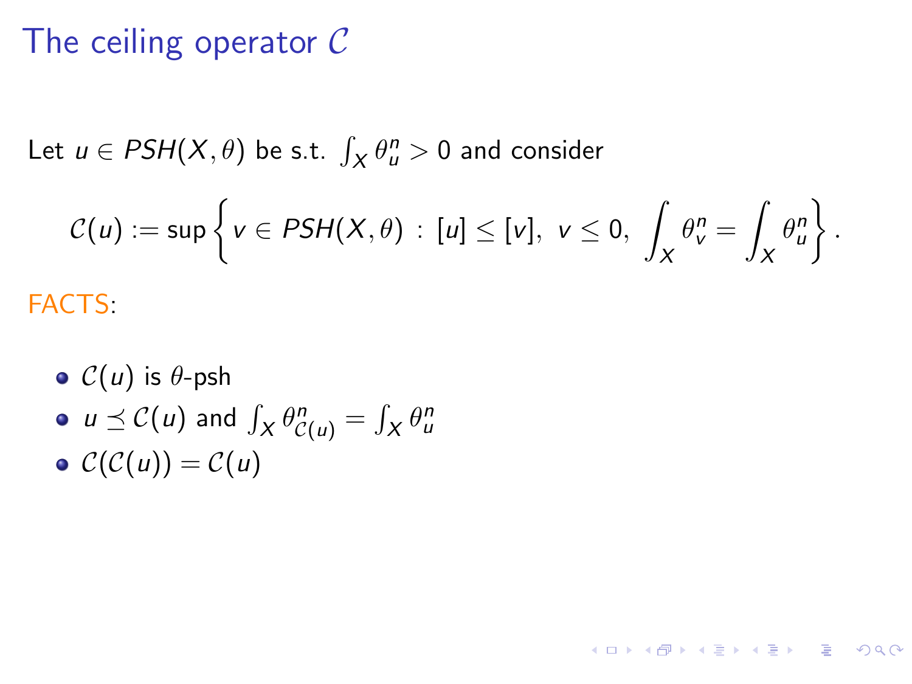# The ceiling operator $\mathcal{C}$

Let $u \in PSH(X, \theta)$ be s.t. $\int_X \theta_u^n > 0$ and consider

$$\mathcal{C}(u) := \sup \left\{ v \in PSH(X, \theta) \,:\, [u] \leq [v],\ v \leq 0,\ \int_X \theta_v^n = \int_X \theta_u^n \right\}.$$

FACTS:

- $\mathcal{C}(u)$ is $\theta$-psh
- $u \preceq \mathcal{C}(u)$ and $\int_X \theta_{\mathcal{C}(u)}^n = \int_X \theta_u^n$
- $\mathcal{C}(\mathcal{C}(u)) = \mathcal{C}(u)$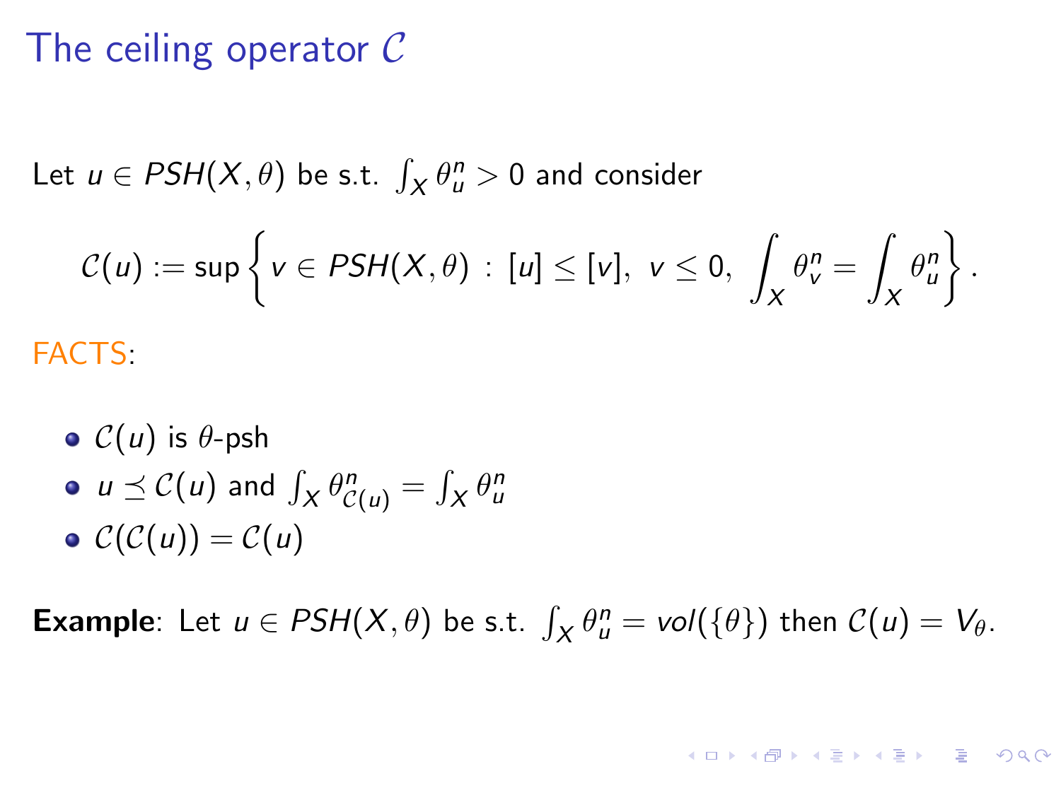# The ceiling operator $\mathcal{C}$

Let $u \in PSH(X, \theta)$ be s.t. $\int_X \theta_u^n > 0$ and consider

$$\mathcal{C}(u) := \sup \left\{ v \in PSH(X, \theta) \ : \ [u] \leq [v], \ v \leq 0, \ \int_X \theta_v^n = \int_X \theta_u^n \right\}.$$

FACTS:

- $\mathcal{C}(u)$ is $\theta$-psh
- $u \preceq \mathcal{C}(u)$ and $\int_X \theta_{\mathcal{C}(u)}^n = \int_X \theta_u^n$
- $\mathcal{C}(\mathcal{C}(u)) = \mathcal{C}(u)$

**Example**: Let $u \in PSH(X, \theta)$ be s.t. $\int_X \theta_u^n = vol(\{\theta\})$ then $\mathcal{C}(u) = V_\theta$.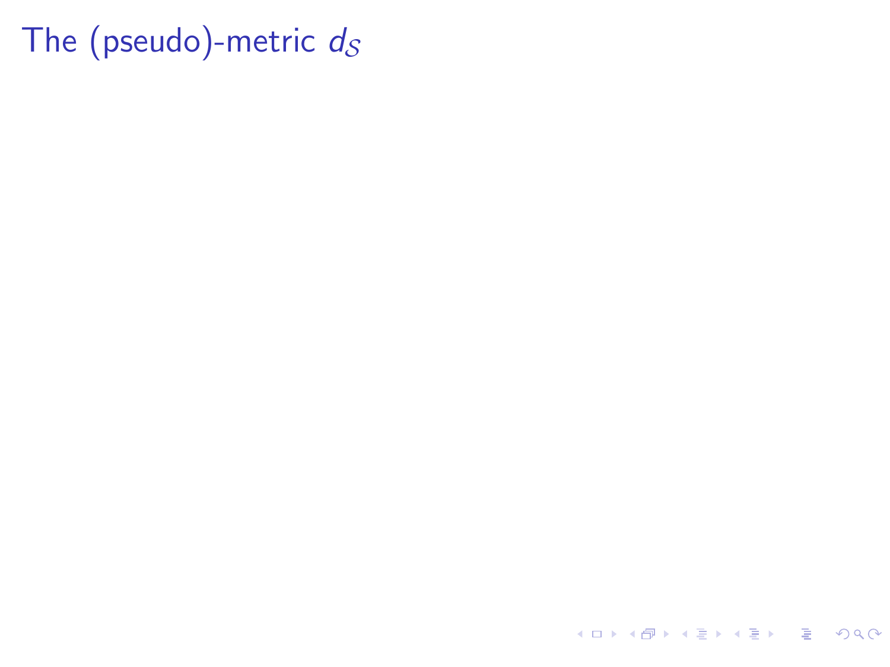# The (pseudo)-metric $d_{\mathcal{S}}$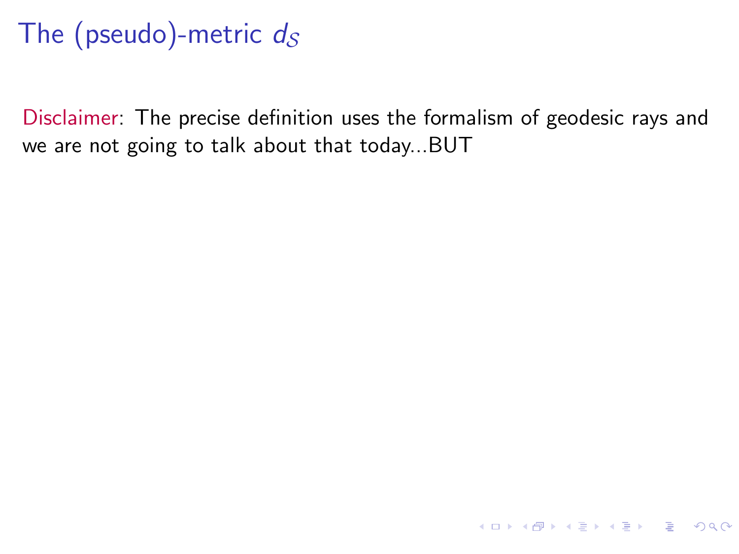# The (pseudo)-metric $d_{\mathcal{S}}$

Disclaimer: The precise definition uses the formalism of geodesic rays and we are not going to talk about that today...BUT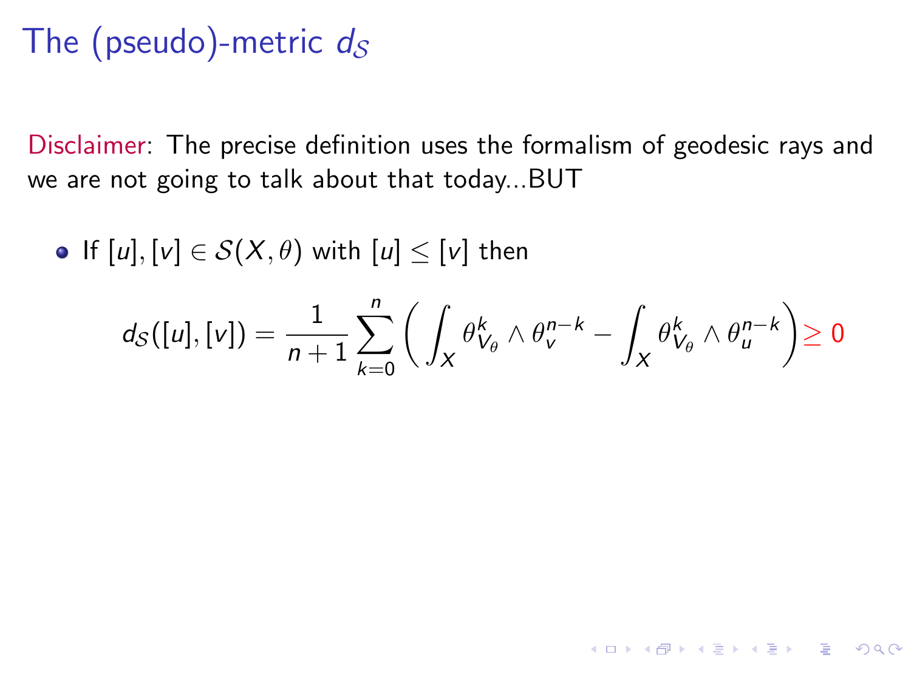# The (pseudo)-metric $d_{\mathcal{S}}$

Disclaimer: The precise definition uses the formalism of geodesic rays and we are not going to talk about that today...BUT

- If $[u], [v] \in \mathcal{S}(X, \theta)$ with $[u] \leq [v]$ then

$$d_{\mathcal{S}}([u],[v]) = \frac{1}{n+1} \sum_{k=0}^{n} \left( \int_X \theta_{V_\theta}^k \wedge \theta_v^{n-k} - \int_X \theta_{V_\theta}^k \wedge \theta_u^{n-k} \right) \geq 0$$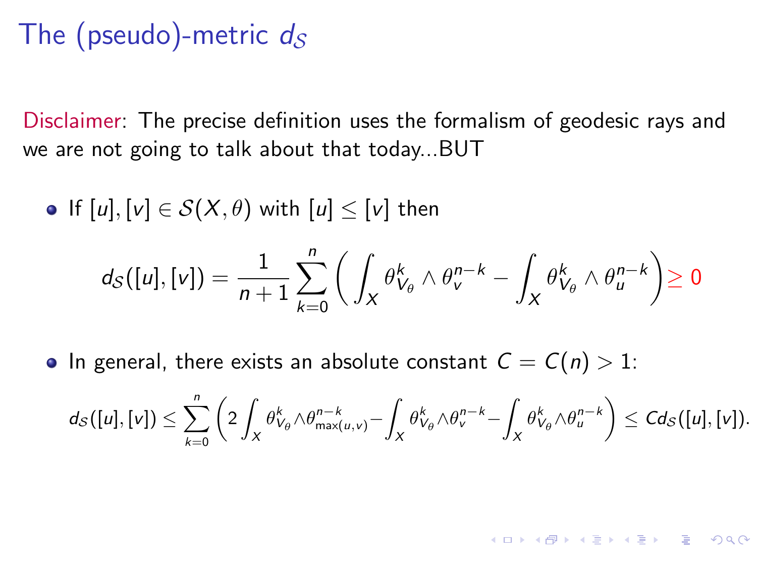# The (pseudo)-metric $d_{\mathcal{S}}$

Disclaimer: The precise definition uses the formalism of geodesic rays and we are not going to talk about that today...BUT

- If $[u], [v] \in \mathcal{S}(X, \theta)$ with $[u] \leq [v]$ then

$$d_{\mathcal{S}}([u],[v]) = \frac{1}{n+1} \sum_{k=0}^{n} \left( \int_X \theta_{V_\theta}^k \wedge \theta_v^{n-k} - \int_X \theta_{V_\theta}^k \wedge \theta_u^{n-k} \right) \geq 0$$

- In general, there exists an absolute constant $C = C(n) > 1$:

$$d_{\mathcal{S}}([u],[v]) \leq \sum_{k=0}^{n} \left( 2 \int_X \theta_{V_\theta}^k \wedge \theta_{\max(u,v)}^{n-k} - \int_X \theta_{V_\theta}^k \wedge \theta_v^{n-k} - \int_X \theta_{V_\theta}^k \wedge \theta_u^{n-k} \right) \leq C d_{\mathcal{S}}([u],[v]).$$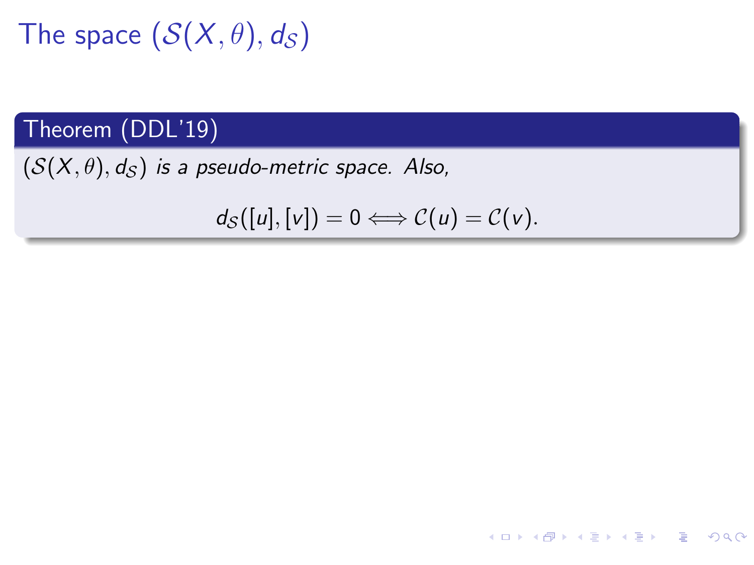# The space $(\mathcal{S}(X,\theta), d_{\mathcal{S}})$

**Theorem (DDL'19)**

*$(\mathcal{S}(X,\theta), d_{\mathcal{S}})$ is a pseudo-metric space. Also,*

$$d_{\mathcal{S}}([u],[v]) = 0 \Longleftrightarrow \mathcal{C}(u) = \mathcal{C}(v).$$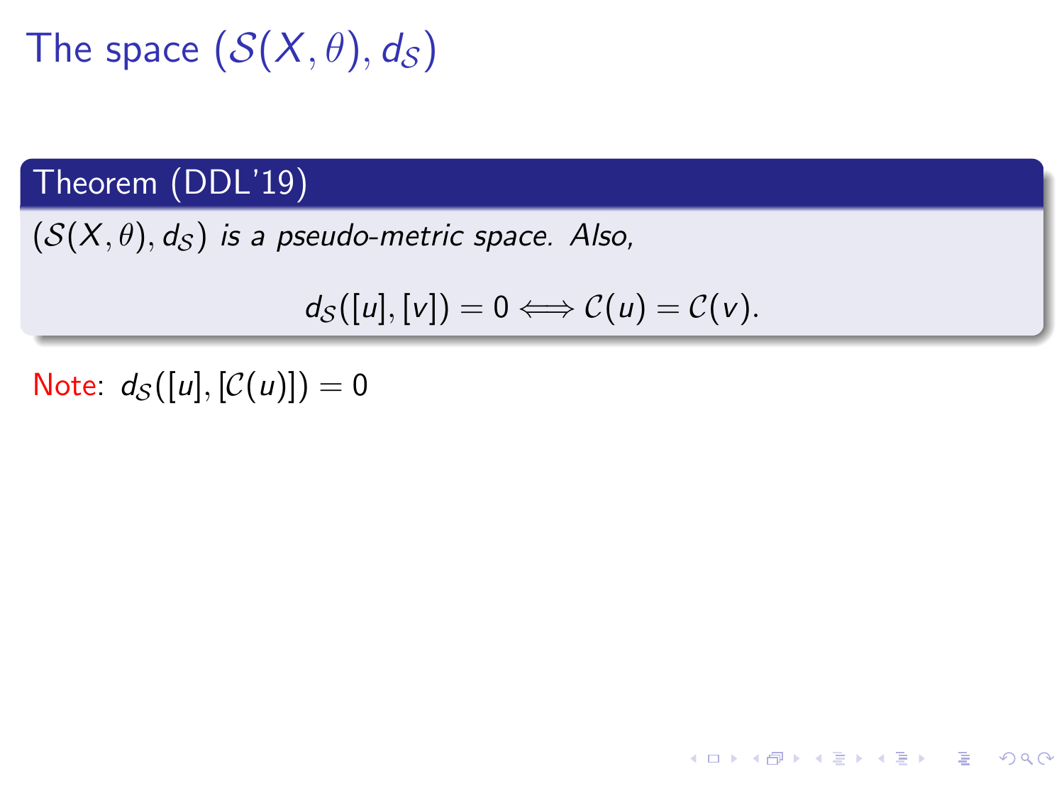# The space $(\mathcal{S}(X,\theta), d_{\mathcal{S}})$

**Theorem (DDL'19)**

*$(\mathcal{S}(X,\theta), d_{\mathcal{S}})$ is a pseudo-metric space. Also,*

$$d_{\mathcal{S}}([u],[v]) = 0 \Longleftrightarrow \mathcal{C}(u) = \mathcal{C}(v).$$

Note: $d_{\mathcal{S}}([u],[\mathcal{C}(u)]) = 0$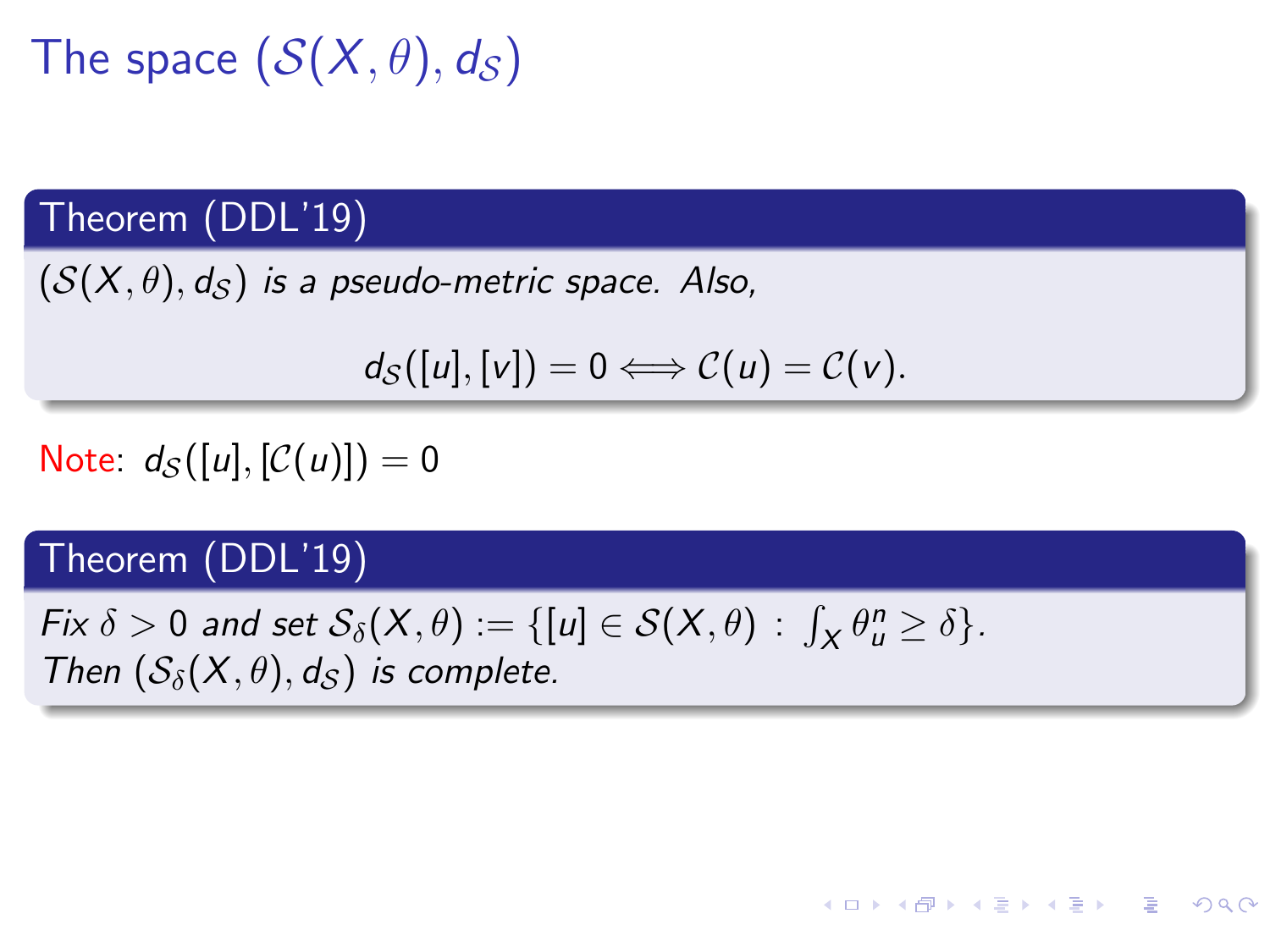# The space $(\mathcal{S}(X,\theta), d_{\mathcal{S}})$

**Theorem (DDL'19)**

*$(\mathcal{S}(X,\theta), d_{\mathcal{S}})$ is a pseudo-metric space. Also,*

$$d_{\mathcal{S}}([u],[v]) = 0 \Longleftrightarrow \mathcal{C}(u) = \mathcal{C}(v).$$

Note: $d_{\mathcal{S}}([u],[\mathcal{C}(u)]) = 0$

**Theorem (DDL'19)**

*Fix $\delta > 0$ and set $\mathcal{S}_\delta(X,\theta) := \{[u] \in \mathcal{S}(X,\theta) \,:\, \int_X \theta_u^n \geq \delta\}$.*
*Then $(\mathcal{S}_\delta(X,\theta), d_{\mathcal{S}})$ is complete.*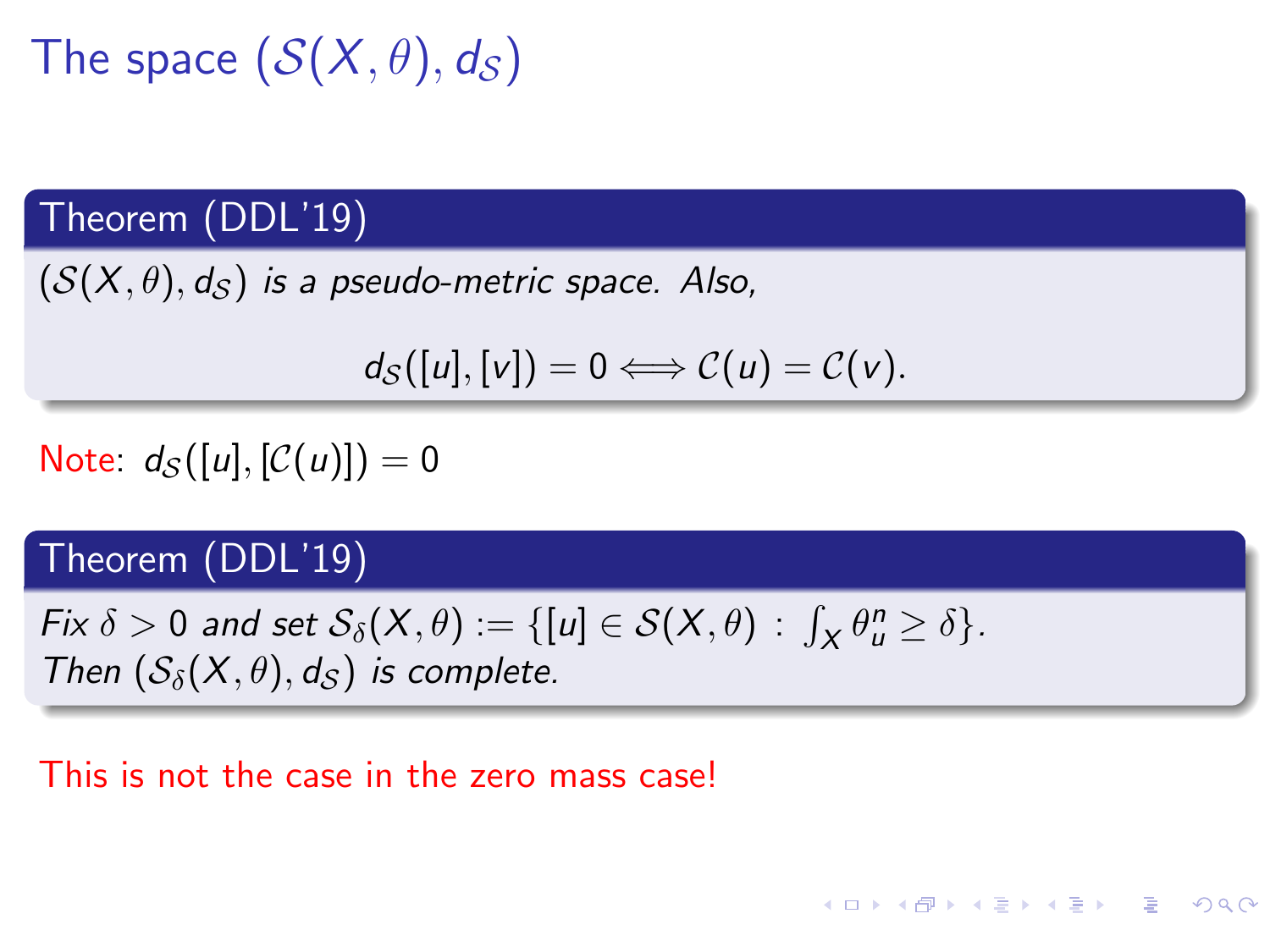# The space $(\mathcal{S}(X, \theta), d_{\mathcal{S}})$

**Theorem (DDL'19)**

*$(\mathcal{S}(X, \theta), d_{\mathcal{S}})$ is a pseudo-metric space. Also,*

$$d_{\mathcal{S}}([u], [v]) = 0 \Longleftrightarrow \mathcal{C}(u) = \mathcal{C}(v).$$

Note: $d_{\mathcal{S}}([u], [\mathcal{C}(u)]) = 0$

**Theorem (DDL'19)**

*Fix $\delta > 0$ and set $\mathcal{S}_\delta(X, \theta) := \{[u] \in \mathcal{S}(X, \theta) \,:\, \int_X \theta_u^n \geq \delta\}$. Then $(\mathcal{S}_\delta(X, \theta), d_{\mathcal{S}})$ is complete.*

This is not the case in the zero mass case!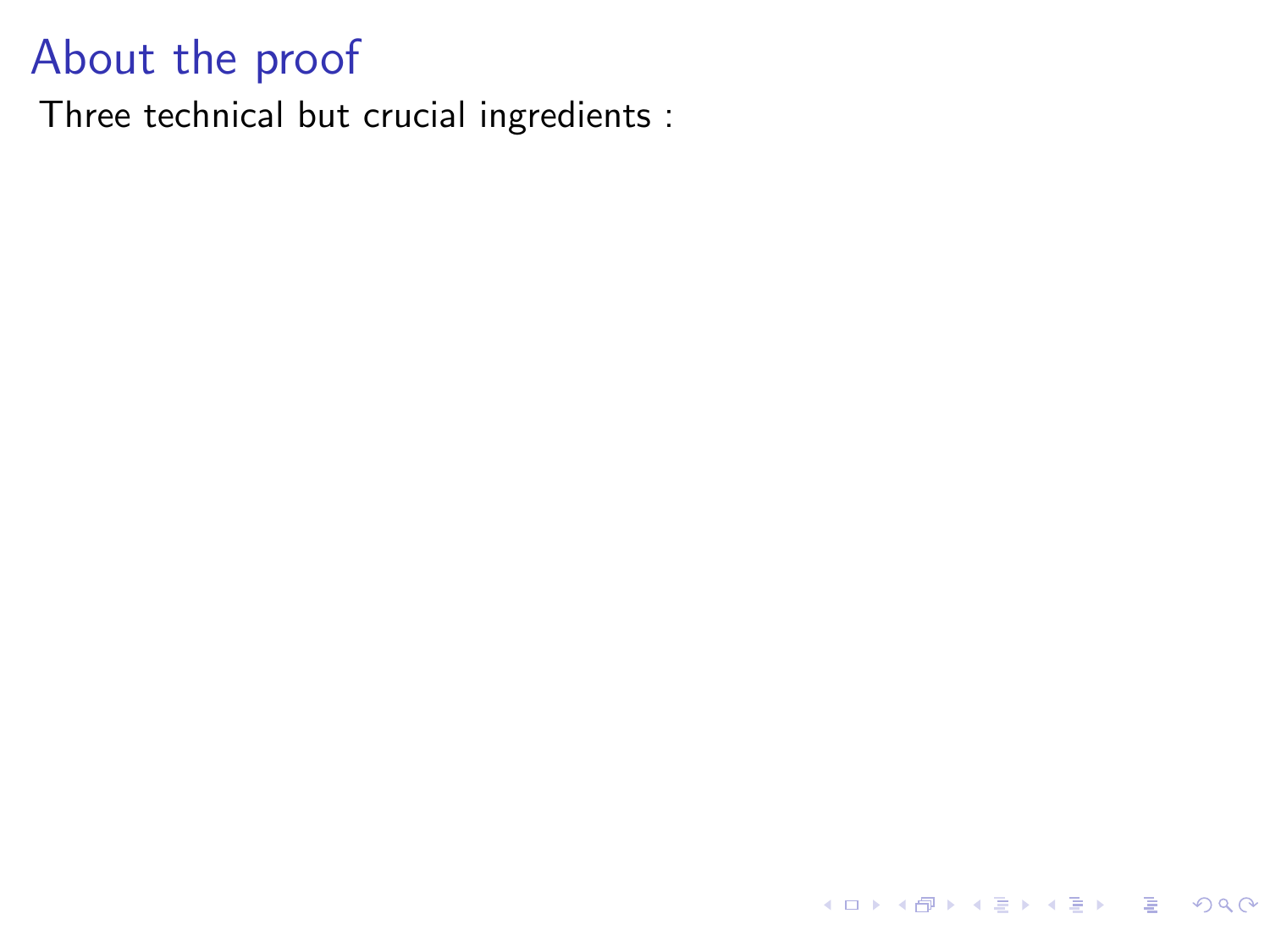# About the proof

Three technical but crucial ingredients :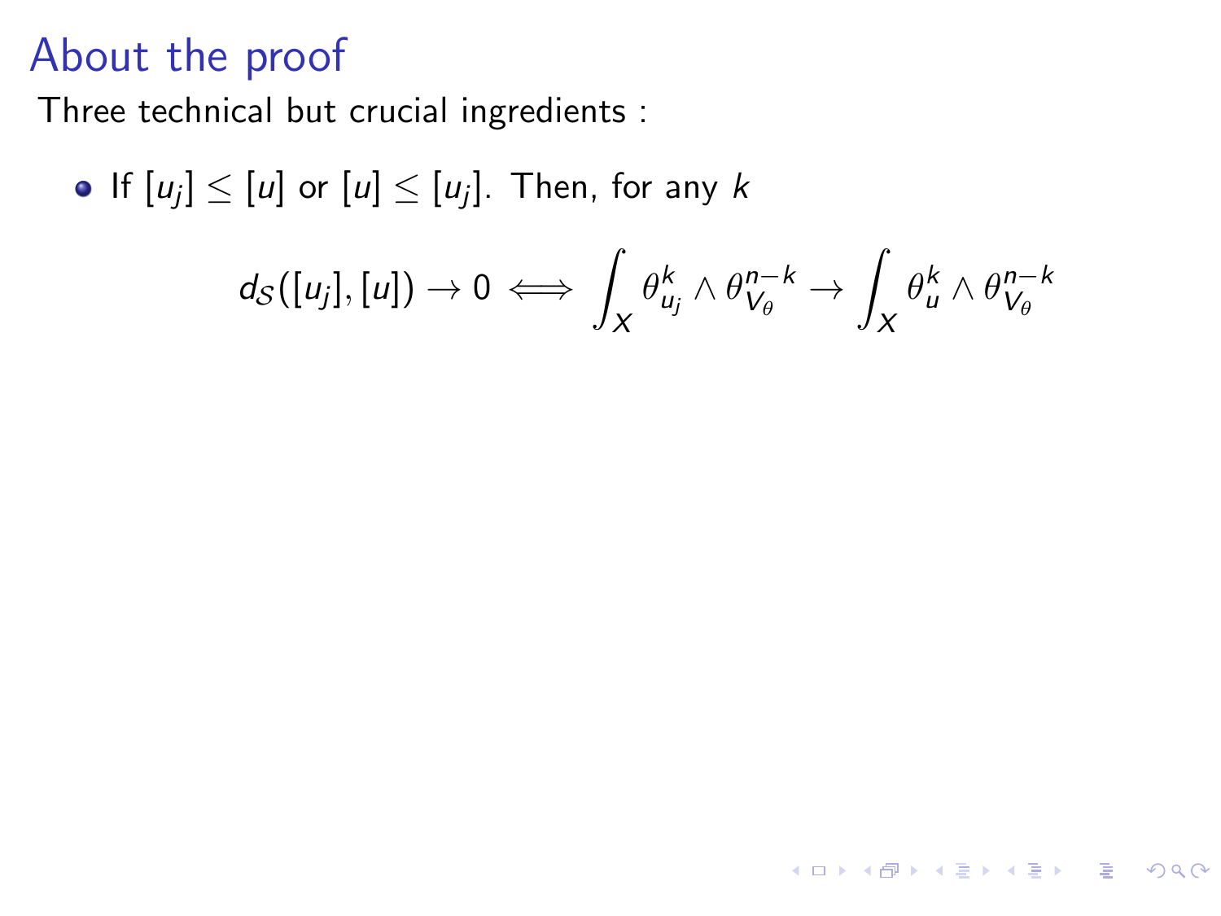# About the proof

Three technical but crucial ingredients :

- If $[u_j] \leq [u]$ or $[u] \leq [u_j]$. Then, for any $k$

$$d_{\mathcal{S}}([u_j],[u]) \to 0 \iff \int_X \theta_{u_j}^k \wedge \theta_{V_\theta}^{n-k} \to \int_X \theta_u^k \wedge \theta_{V_\theta}^{n-k}$$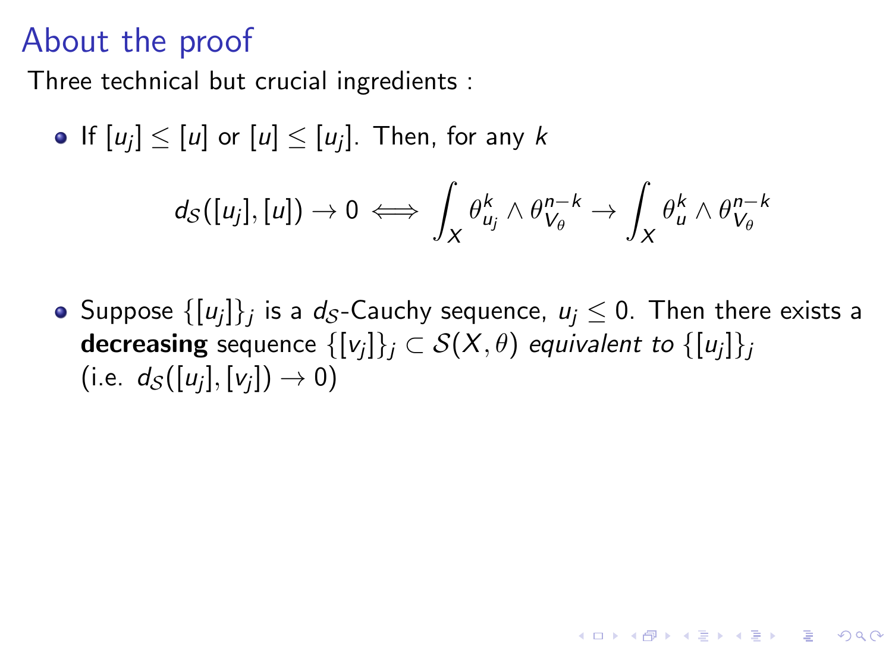# About the proof

Three technical but crucial ingredients :

- If $[u_j] \leq [u]$ or $[u] \leq [u_j]$. Then, for any $k$

$$d_{\mathcal{S}}([u_j],[u]) \to 0 \iff \int_X \theta_{u_j}^k \wedge \theta_{V_\theta}^{n-k} \to \int_X \theta_u^k \wedge \theta_{V_\theta}^{n-k}$$

- Suppose $\{[u_j]\}_j$ is a $d_{\mathcal{S}}$-Cauchy sequence, $u_j \leq 0$. Then there exists a **decreasing** sequence $\{[v_j]\}_j \subset \mathcal{S}(X,\theta)$ *equivalent to* $\{[u_j]\}_j$ (i.e. $d_{\mathcal{S}}([u_j],[v_j]) \to 0$)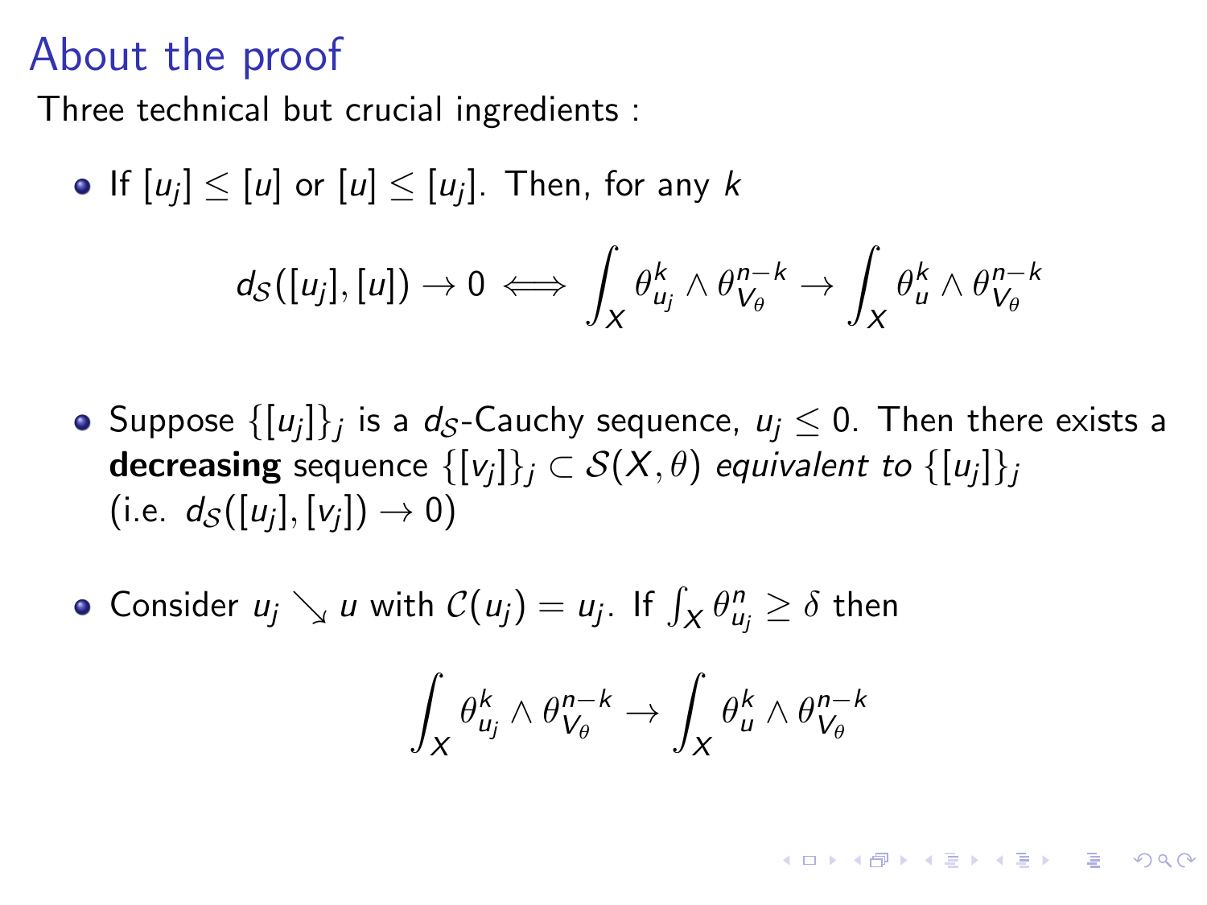# About the proof

Three technical but crucial ingredients :

- If $[u_j] \leq [u]$ or $[u] \leq [u_j]$. Then, for any $k$

$$d_{\mathcal{S}}([u_j],[u]) \to 0 \iff \int_X \theta_{u_j}^k \wedge \theta_{V_\theta}^{n-k} \to \int_X \theta_u^k \wedge \theta_{V_\theta}^{n-k}$$

- Suppose $\{[u_j]\}_j$ is a $d_{\mathcal{S}}$-Cauchy sequence, $u_j \leq 0$. Then there exists a **decreasing** sequence $\{[v_j]\}_j \subset \mathcal{S}(X,\theta)$ *equivalent to* $\{[u_j]\}_j$ (i.e. $d_{\mathcal{S}}([u_j],[v_j]) \to 0$)

- Consider $u_j \searrow u$ with $\mathcal{C}(u_j) = u_j$. If $\int_X \theta_{u_j}^n \geq \delta$ then

$$\int_X \theta_{u_j}^k \wedge \theta_{V_\theta}^{n-k} \to \int_X \theta_u^k \wedge \theta_{V_\theta}^{n-k}$$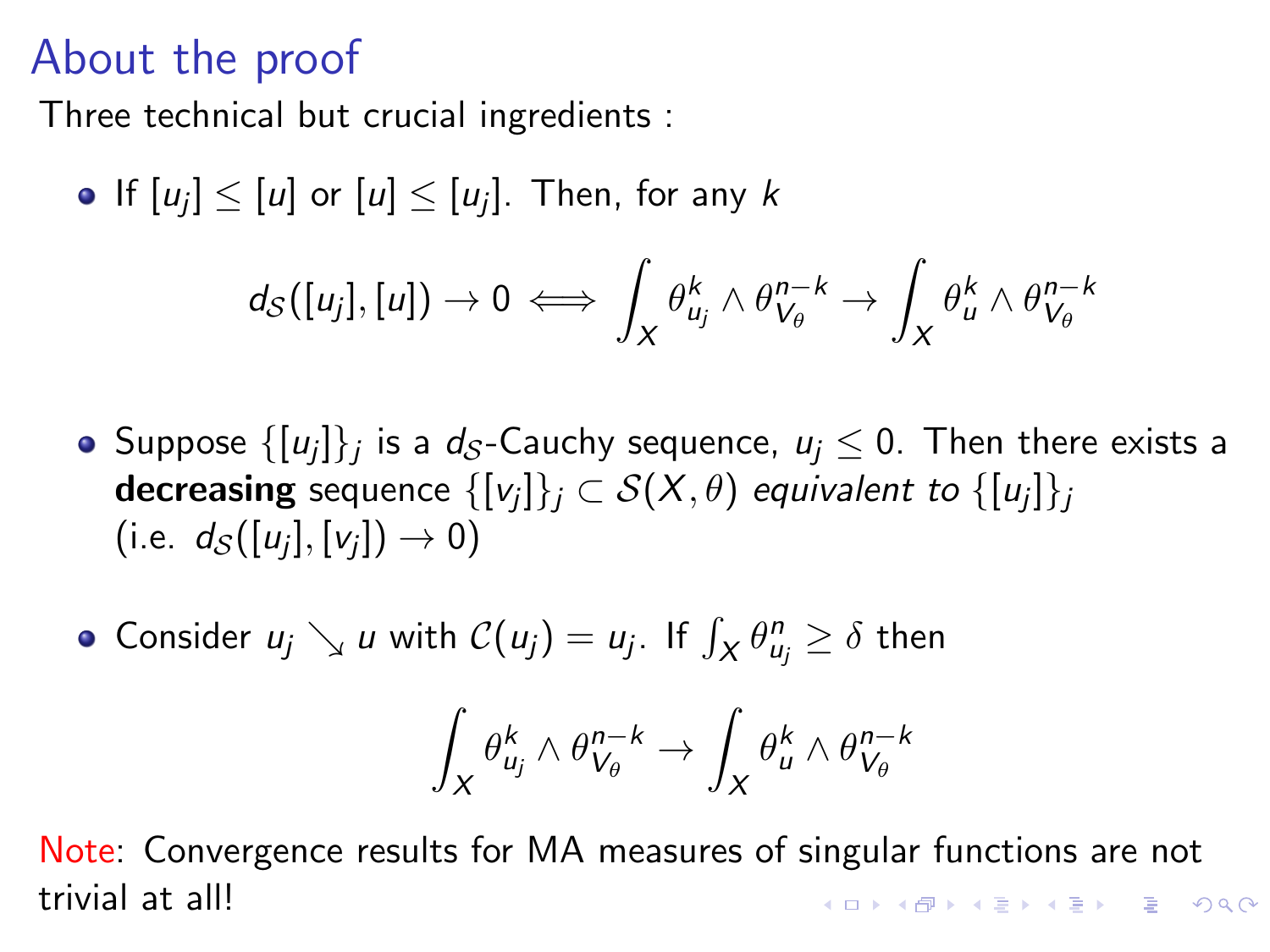# About the proof

Three technical but crucial ingredients :

- If $[u_j] \leq [u]$ or $[u] \leq [u_j]$. Then, for any $k$

$$d_{\mathcal{S}}([u_j],[u]) \to 0 \iff \int_X \theta_{u_j}^k \wedge \theta_{V_\theta}^{n-k} \to \int_X \theta_u^k \wedge \theta_{V_\theta}^{n-k}$$

- Suppose $\{[u_j]\}_j$ is a $d_{\mathcal{S}}$-Cauchy sequence, $u_j \leq 0$. Then there exists a **decreasing** sequence $\{[v_j]\}_j \subset \mathcal{S}(X,\theta)$ *equivalent to* $\{[u_j]\}_j$ (i.e. $d_{\mathcal{S}}([u_j],[v_j]) \to 0$)

- Consider $u_j \searrow u$ with $\mathcal{C}(u_j) = u_j$. If $\int_X \theta_{u_j}^n \geq \delta$ then

$$\int_X \theta_{u_j}^k \wedge \theta_{V_\theta}^{n-k} \to \int_X \theta_u^k \wedge \theta_{V_\theta}^{n-k}$$

Note: Convergence results for MA measures of singular functions are not trivial at all!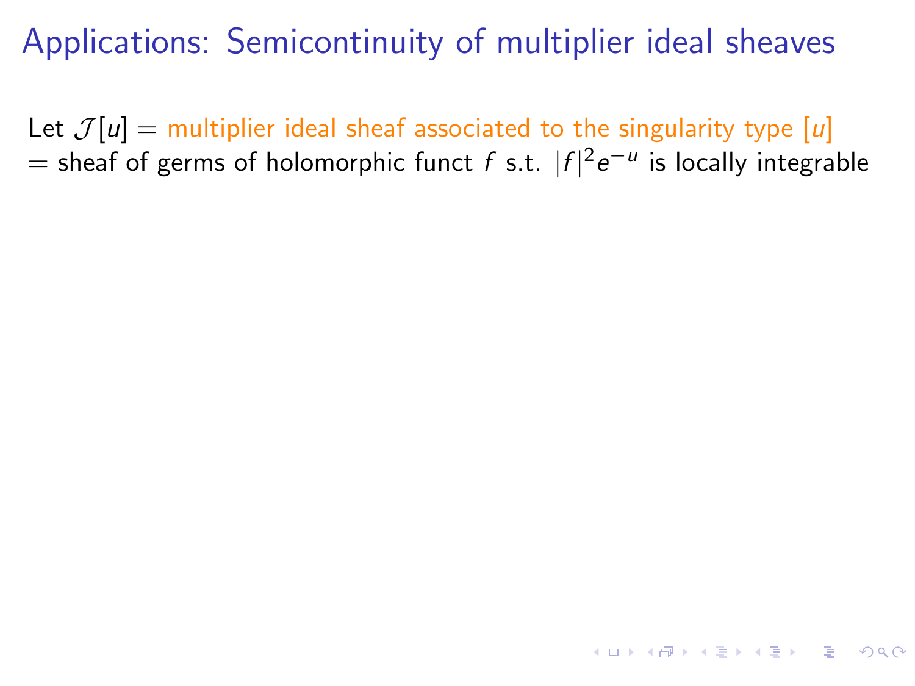# Applications: Semicontinuity of multiplier ideal sheaves

Let $\mathcal{J}[u]$ = multiplier ideal sheaf associated to the singularity type $[u]$
= sheaf of germs of holomorphic funct $f$ s.t. $|f|^2 e^{-u}$ is locally integrable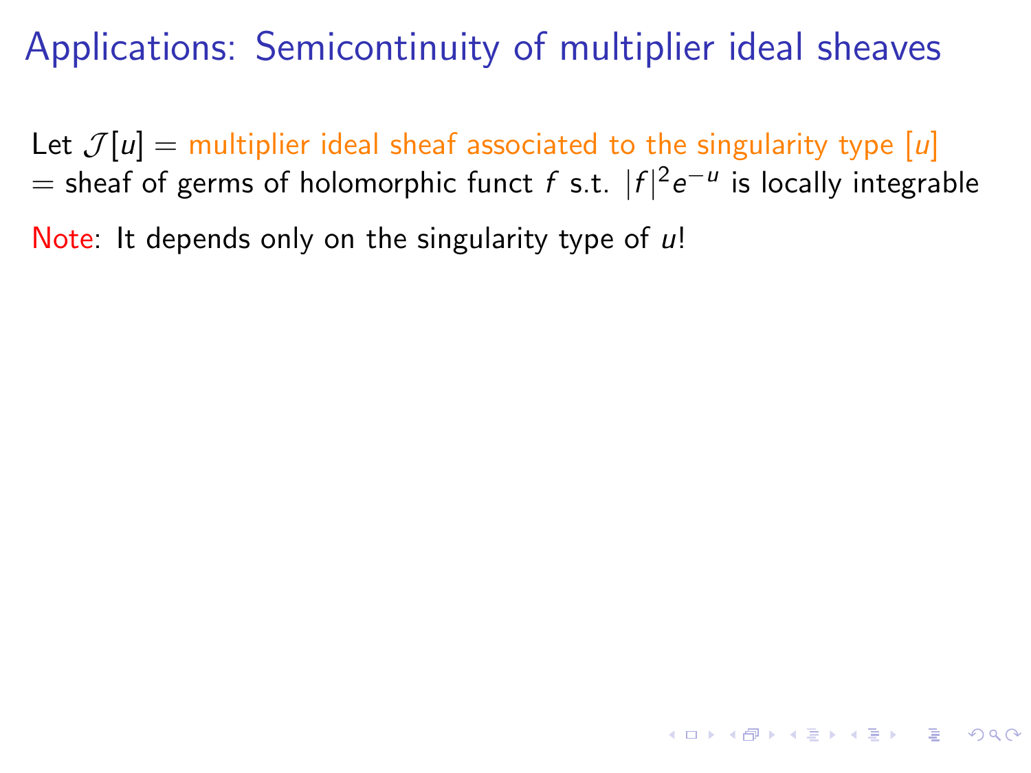# Applications: Semicontinuity of multiplier ideal sheaves

Let $\mathcal{J}[u]$ = multiplier ideal sheaf associated to the singularity type $[u]$
= sheaf of germs of holomorphic funct $f$ s.t. $|f|^2 e^{-u}$ is locally integrable

Note: It depends only on the singularity type of $u$!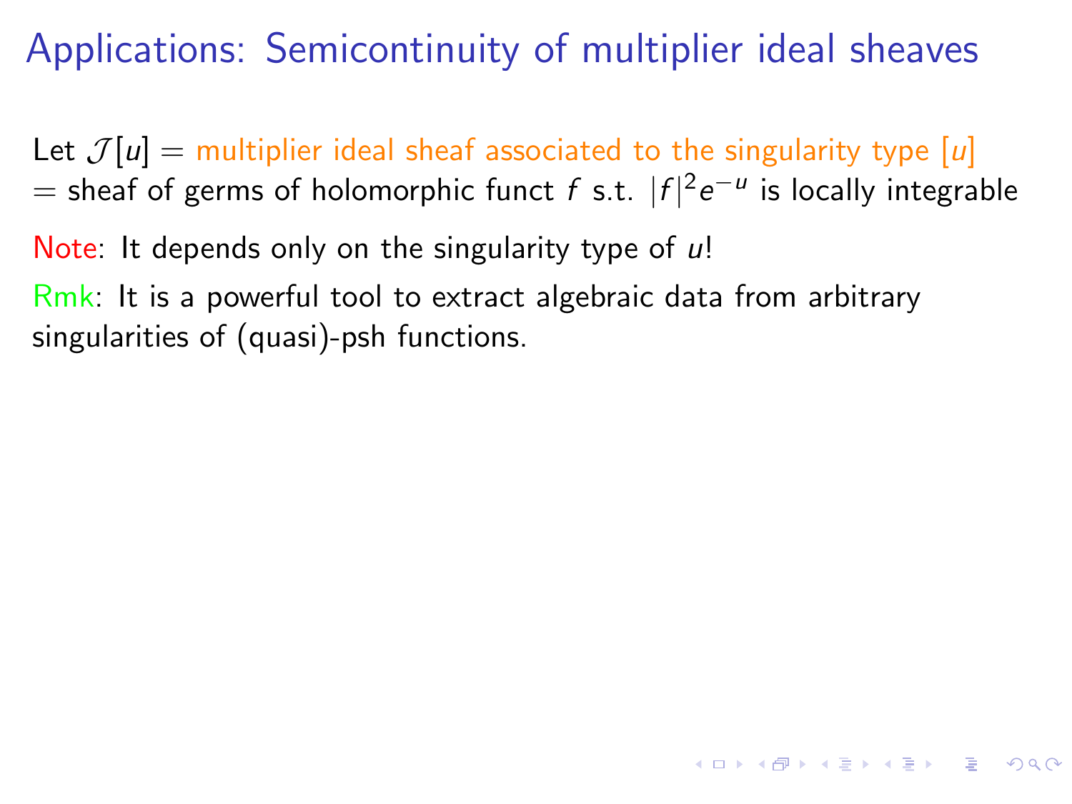# Applications: Semicontinuity of multiplier ideal sheaves

Let $\mathcal{J}[u]$ = multiplier ideal sheaf associated to the singularity type $[u]$ = sheaf of germs of holomorphic funct $f$ s.t. $|f|^2 e^{-u}$ is locally integrable

Note: It depends only on the singularity type of $u$!

Rmk: It is a powerful tool to extract algebraic data from arbitrary singularities of (quasi)-psh functions.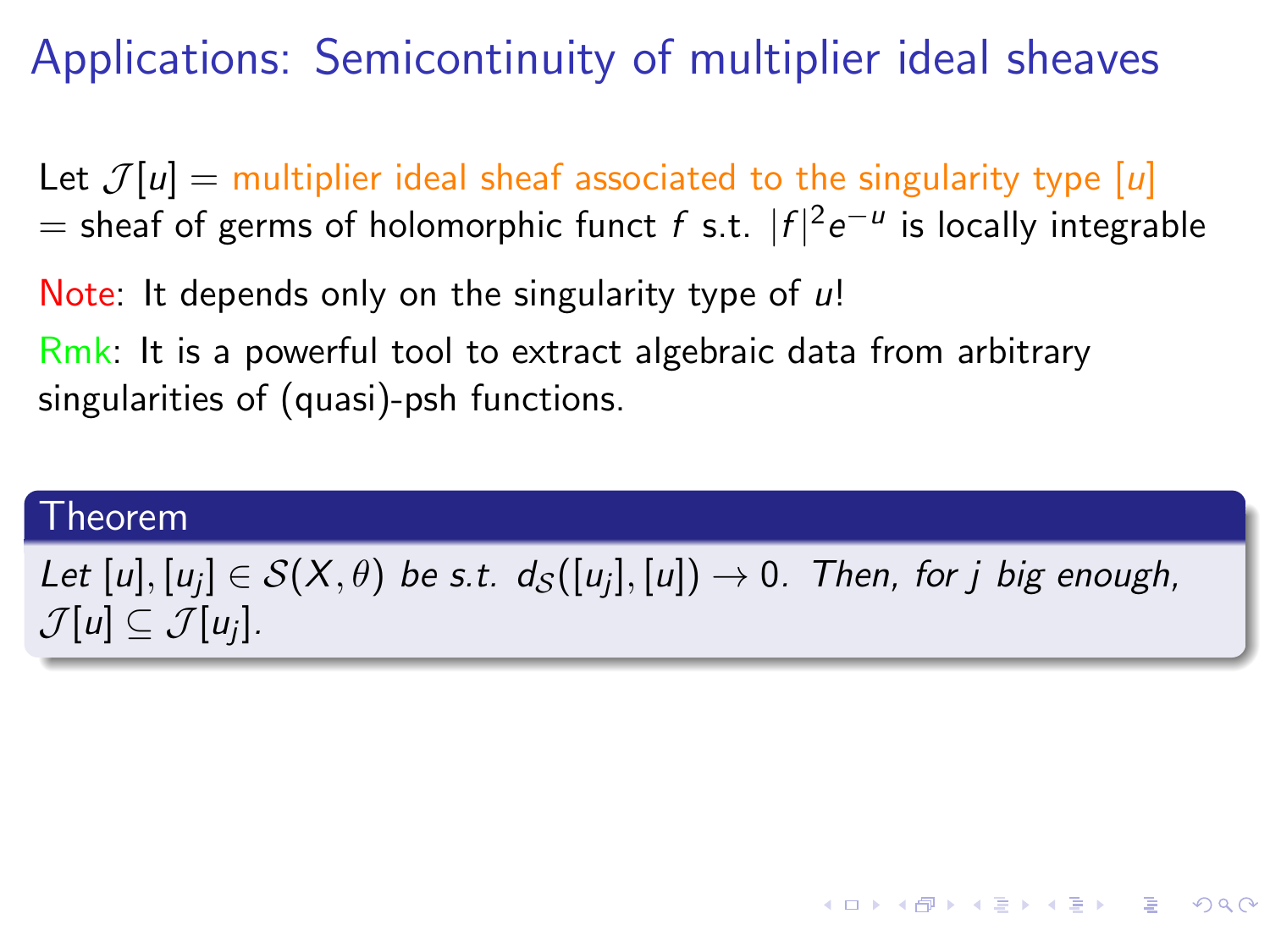# Applications: Semicontinuity of multiplier ideal sheaves

Let $\mathcal{J}[u]$ = multiplier ideal sheaf associated to the singularity type $[u]$ = sheaf of germs of holomorphic funct $f$ s.t. $|f|^2 e^{-u}$ is locally integrable

Note: It depends only on the singularity type of $u$!

Rmk: It is a powerful tool to extract algebraic data from arbitrary singularities of (quasi)-psh functions.

**Theorem**

*Let $[u], [u_j] \in \mathcal{S}(X, \theta)$ be s.t. $d_{\mathcal{S}}([u_j], [u]) \to 0$. Then, for $j$ big enough, $\mathcal{J}[u] \subseteq \mathcal{J}[u_j]$.*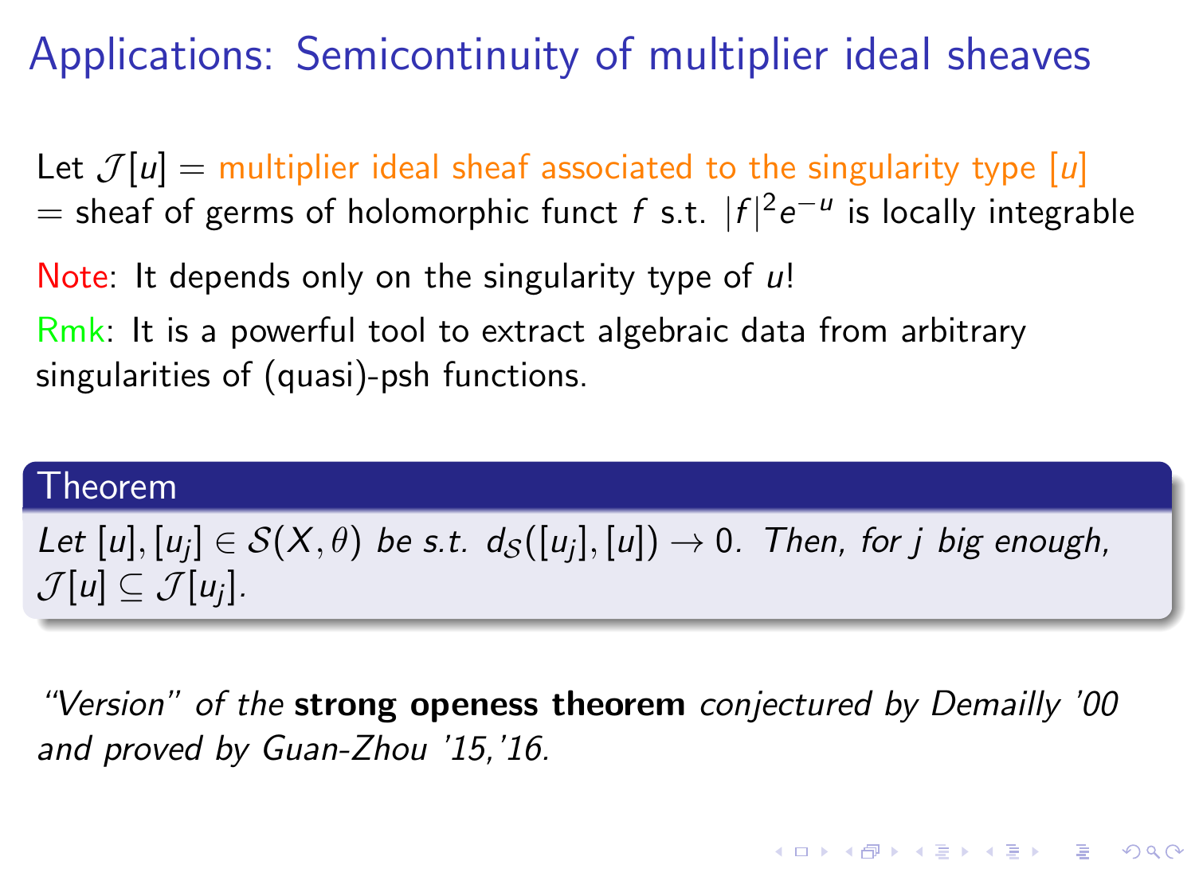# Applications: Semicontinuity of multiplier ideal sheaves

Let $\mathcal{J}[u]$ = multiplier ideal sheaf associated to the singularity type $[u]$
= sheaf of germs of holomorphic funct $f$ s.t. $|f|^2 e^{-u}$ is locally integrable

Note: It depends only on the singularity type of $u$!

Rmk: It is a powerful tool to extract algebraic data from arbitrary singularities of (quasi)-psh functions.

**Theorem**

*Let $[u], [u_j] \in \mathcal{S}(X, \theta)$ be s.t. $d_{\mathcal{S}}([u_j], [u]) \to 0$. Then, for $j$ big enough, $\mathcal{J}[u] \subseteq \mathcal{J}[u_j]$.*

*"Version" of the* **strong openess theorem** *conjectured by Demailly '00 and proved by Guan-Zhou '15,'16.*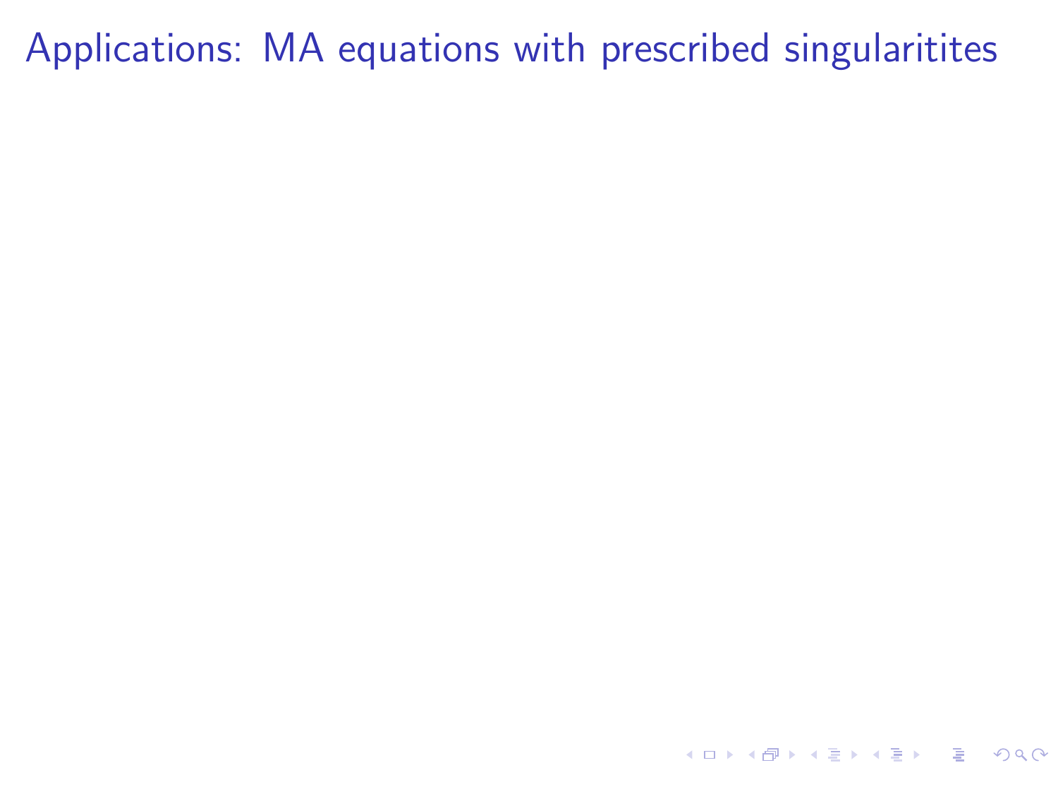# Applications: MA equations with prescribed singularitites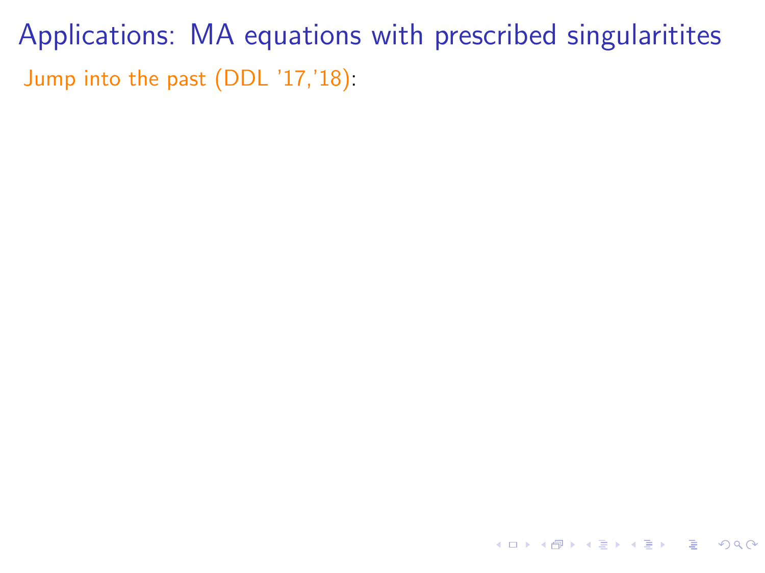# Applications: MA equations with prescribed singularitites

Jump into the past (DDL '17,'18):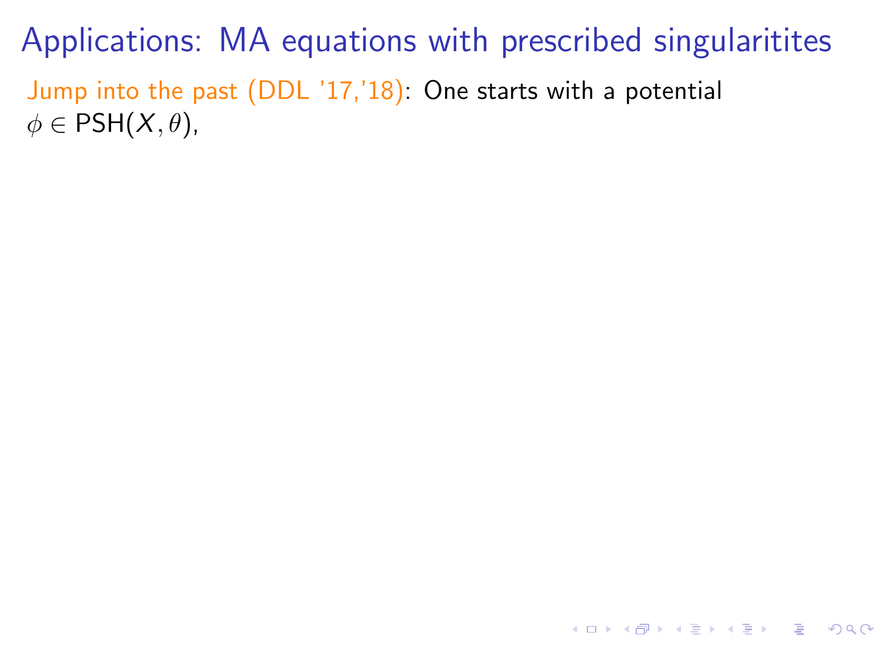# Applications: MA equations with prescribed singularitites

Jump into the past (DDL '17,'18): One starts with a potential $\phi \in \mathrm{PSH}(X, \theta)$,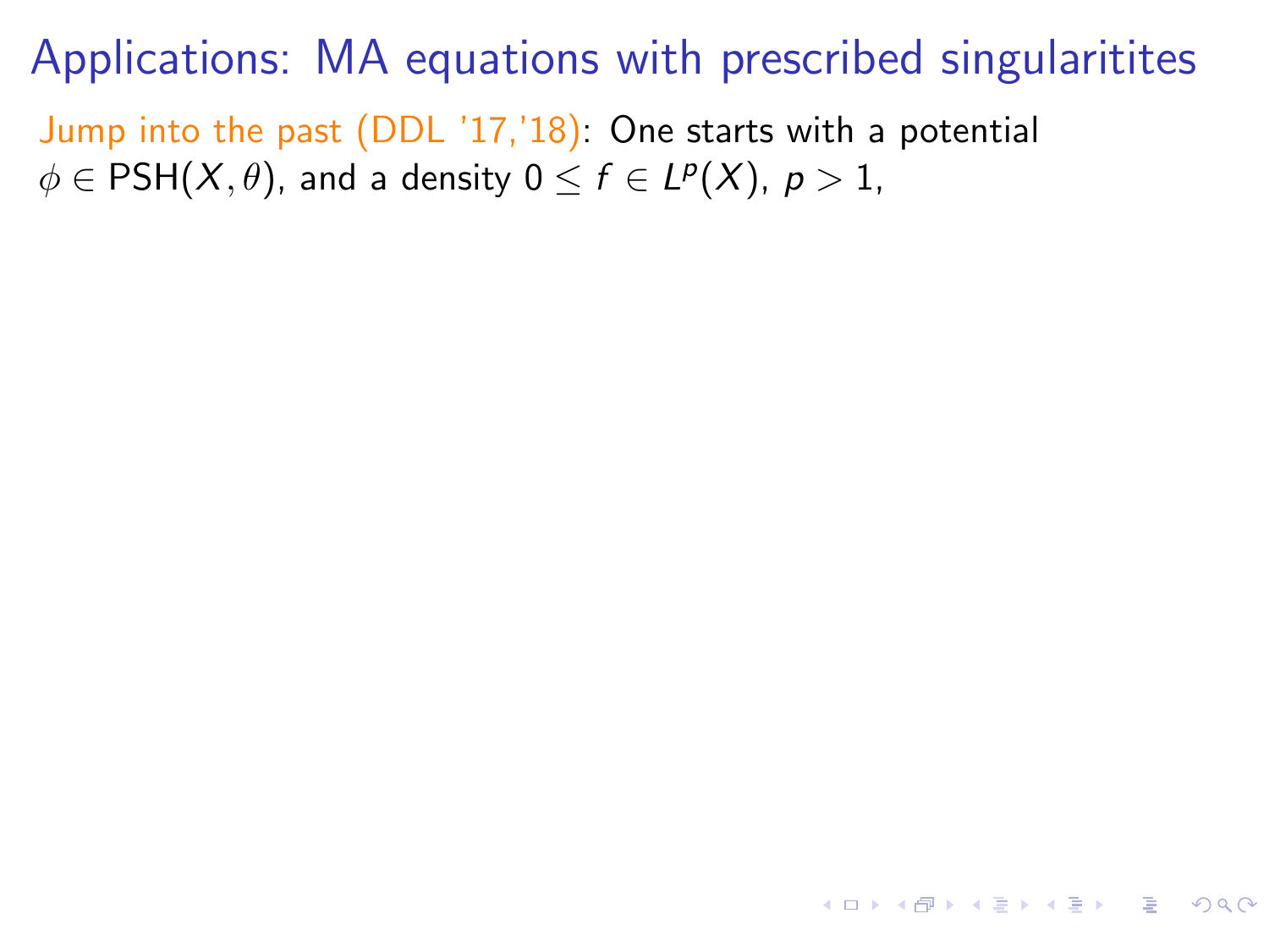# Applications: MA equations with prescribed singularitites

Jump into the past (DDL '17,'18): One starts with a potential $\phi \in \mathrm{PSH}(X, \theta)$, and a density $0 \leq f \in L^p(X)$, $p > 1$,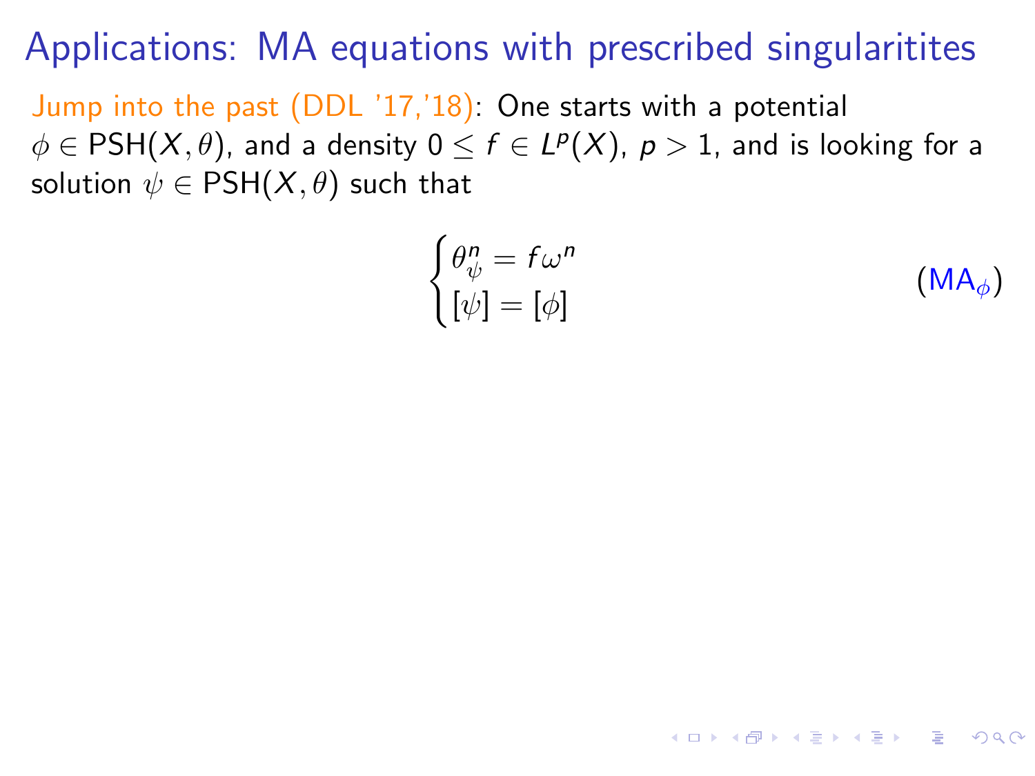# Applications: MA equations with prescribed singularitites

Jump into the past (DDL '17,'18): One starts with a potential $\phi \in \mathrm{PSH}(X, \theta)$, and a density $0 \leq f \in L^p(X)$, $p > 1$, and is looking for a solution $\psi \in \mathrm{PSH}(X, \theta)$ such that

$$\begin{cases} \theta_\psi^n = f\omega^n \\ [\psi] = [\phi] \end{cases} \qquad (\mathrm{MA}_\phi)$$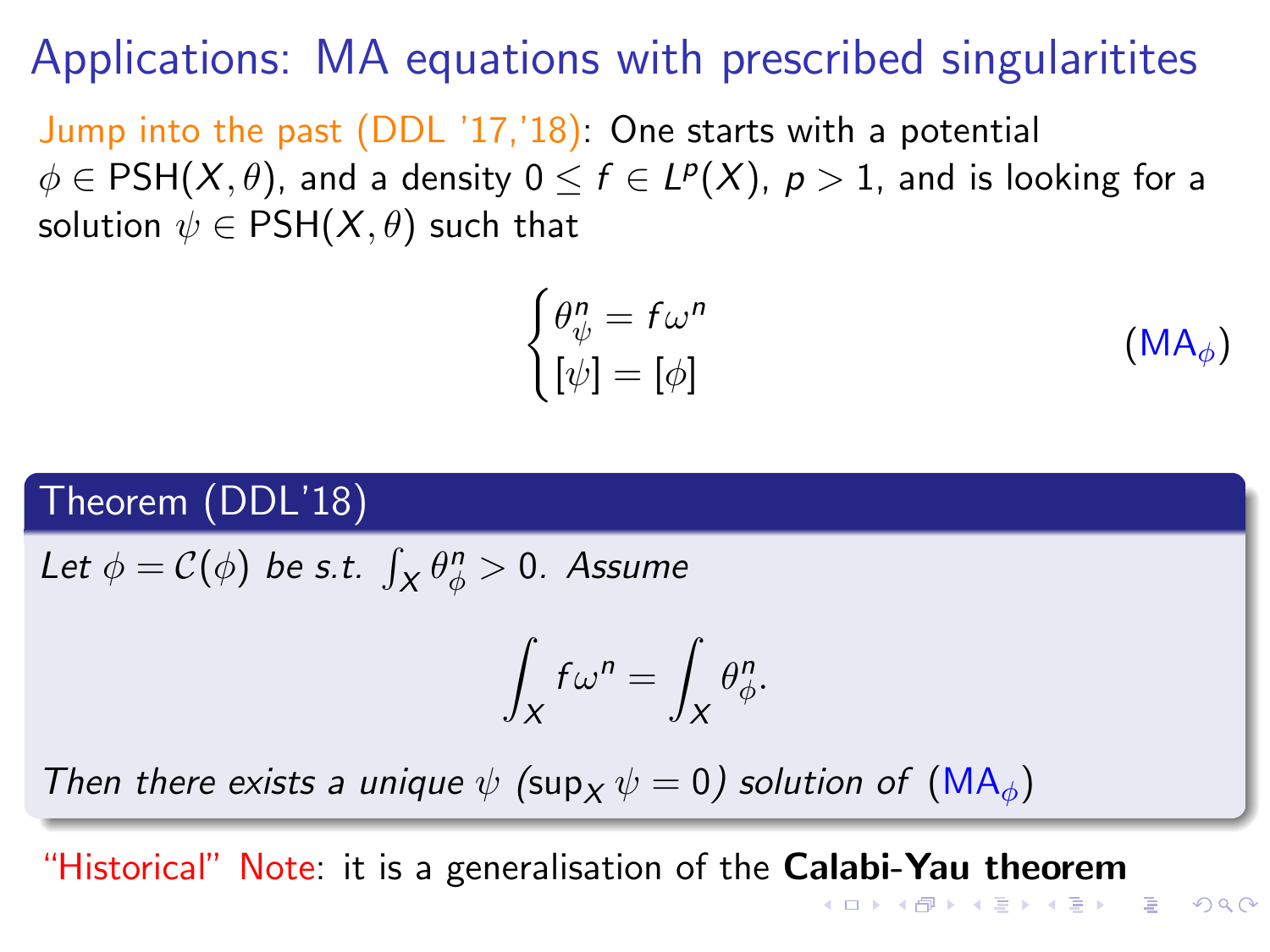# Applications: MA equations with prescribed singularitites

Jump into the past (DDL '17,'18): One starts with a potential $\phi \in \mathrm{PSH}(X,\theta)$, and a density $0 \le f \in L^p(X)$, $p > 1$, and is looking for a solution $\psi \in \mathrm{PSH}(X,\theta)$ such that

$$\begin{cases} \theta_\psi^n = f\omega^n \\ [\psi] = [\phi] \end{cases} \qquad (\mathrm{MA}_\phi)$$

**Theorem (DDL'18)**

*Let $\phi = \mathcal{C}(\phi)$ be s.t. $\int_X \theta_\phi^n > 0$. Assume*

$$\int_X f\omega^n = \int_X \theta_\phi^n.$$

*Then there exists a unique $\psi$ ($\sup_X \psi = 0$) solution of ($\mathrm{MA}_\phi$)*

"Historical" Note: it is a generalisation of the **Calabi-Yau theorem**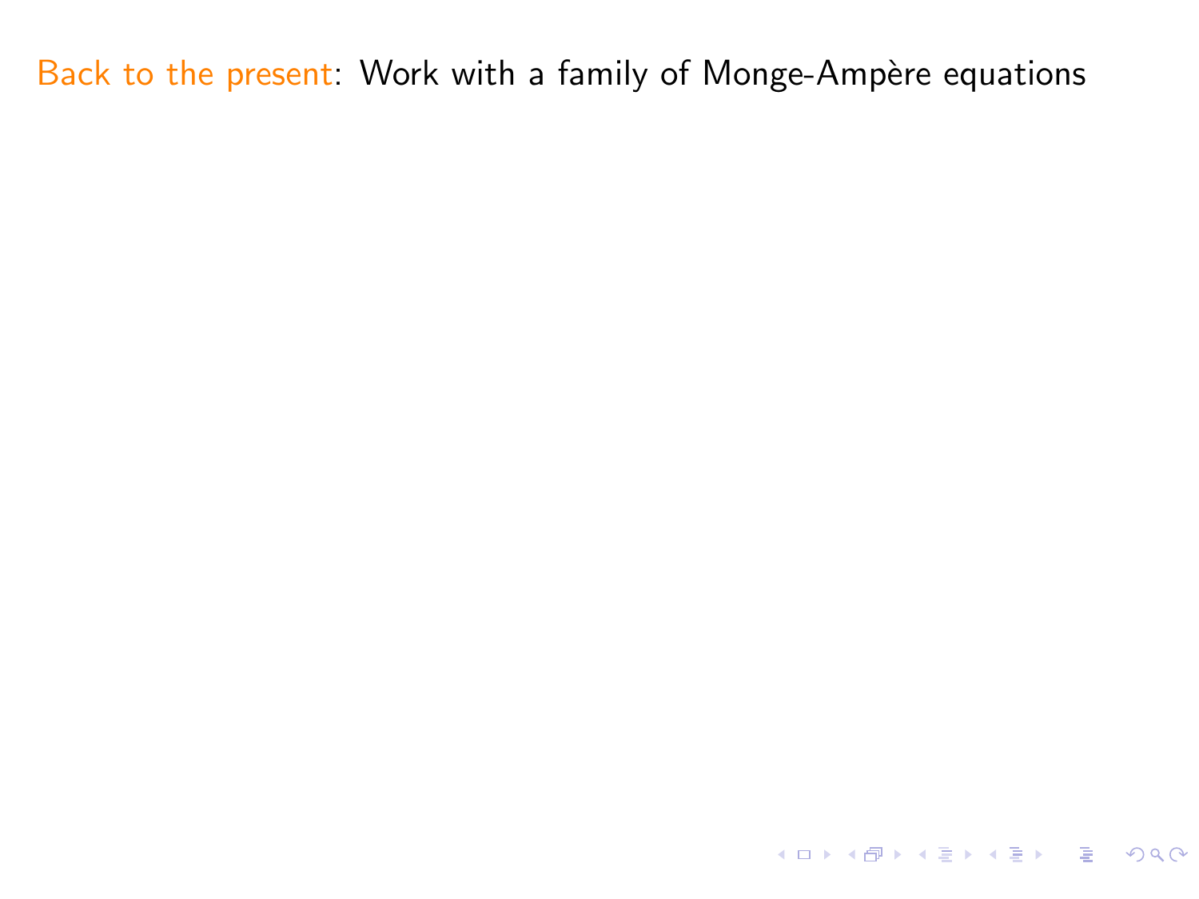Back to the present: Work with a family of Monge-Ampère equations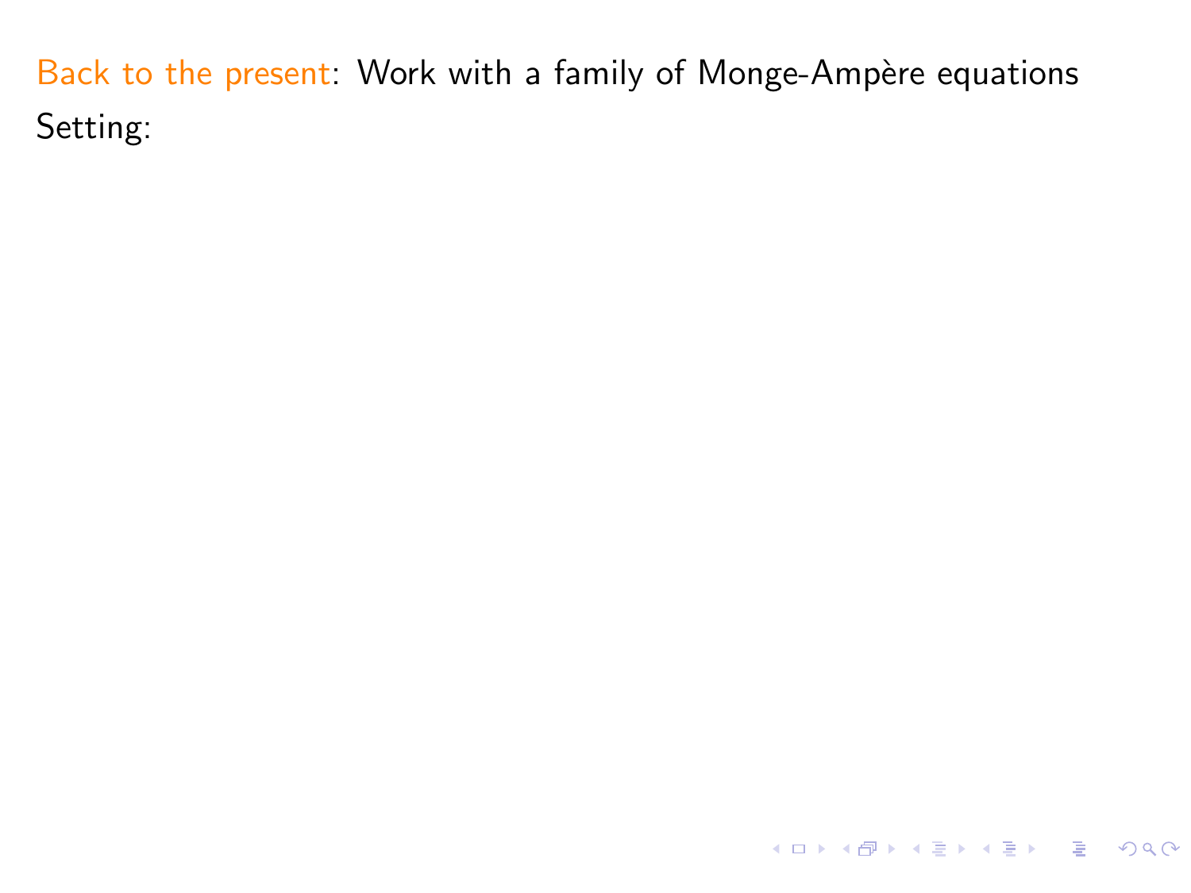Back to the present: Work with a family of Monge-Ampère equations

Setting: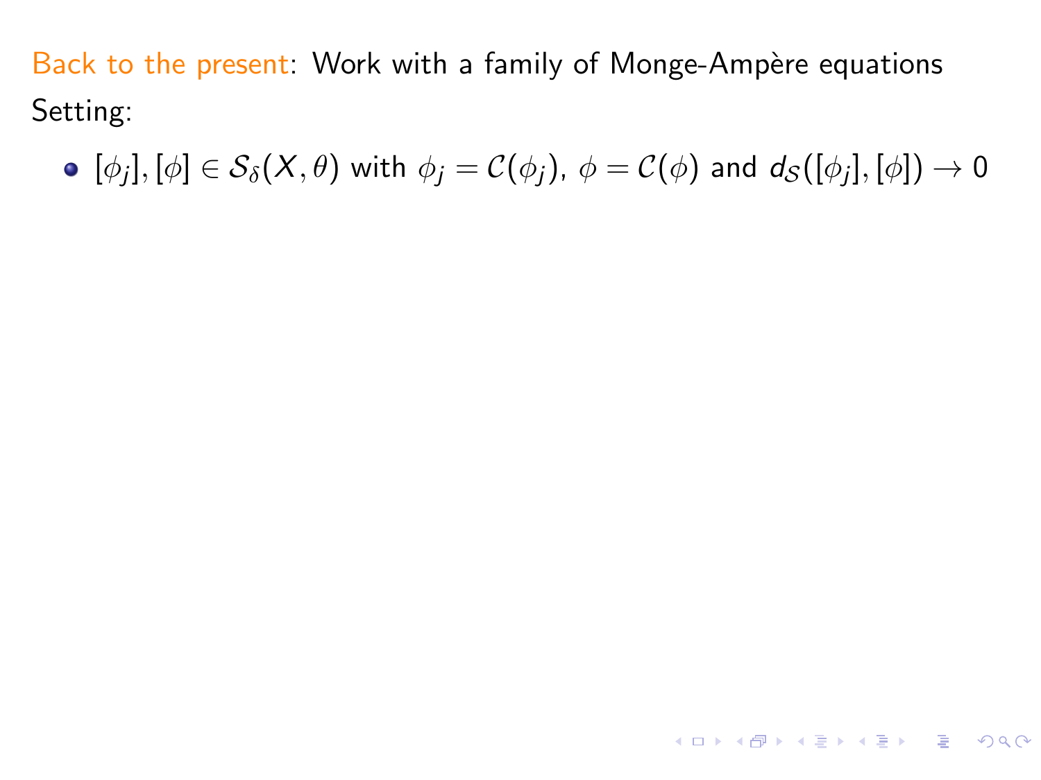Back to the present: Work with a family of Monge-Ampère equations

Setting:

- $[\phi_j], [\phi] \in \mathcal{S}_\delta(X, \theta)$ with $\phi_j = \mathcal{C}(\phi_j)$, $\phi = \mathcal{C}(\phi)$ and $d_\mathcal{S}([\phi_j], [\phi]) \to 0$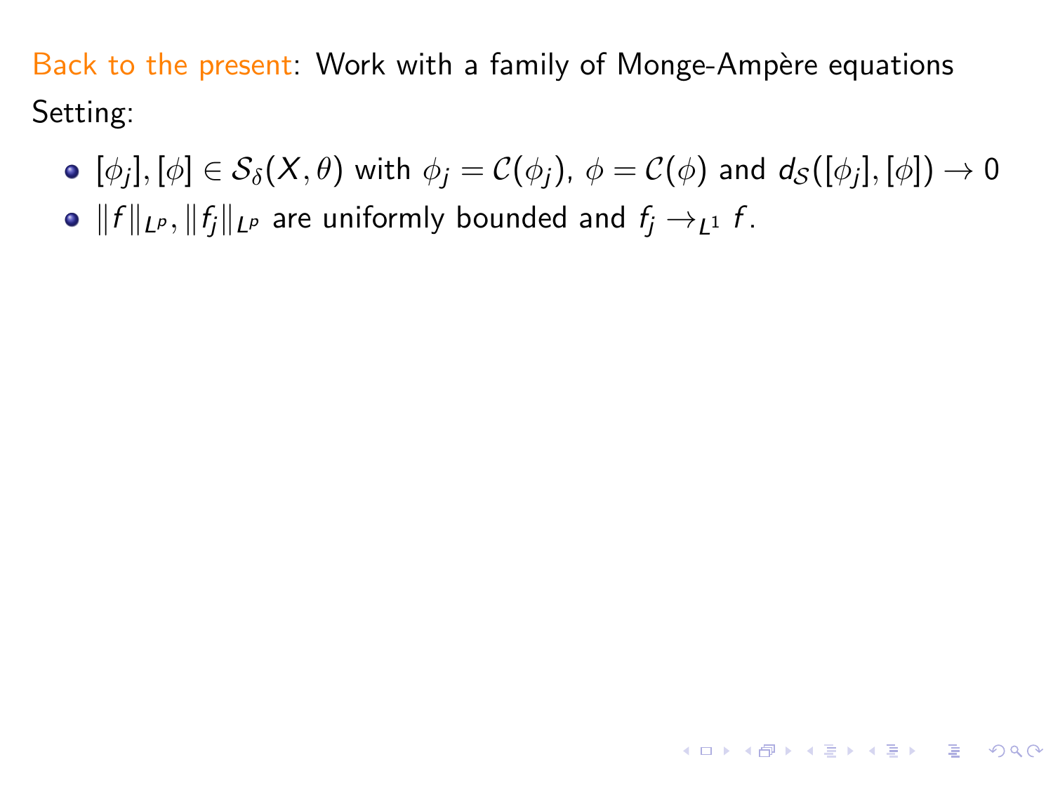Back to the present: Work with a family of Monge-Ampère equations

Setting:

- $[\phi_j], [\phi] \in \mathcal{S}_\delta(X, \theta)$ with $\phi_j = \mathcal{C}(\phi_j)$, $\phi = \mathcal{C}(\phi)$ and $d_{\mathcal{S}}([\phi_j], [\phi]) \to 0$
- $\|f\|_{L^p}, \|f_j\|_{L^p}$ are uniformly bounded and $f_j \to_{L^1} f$.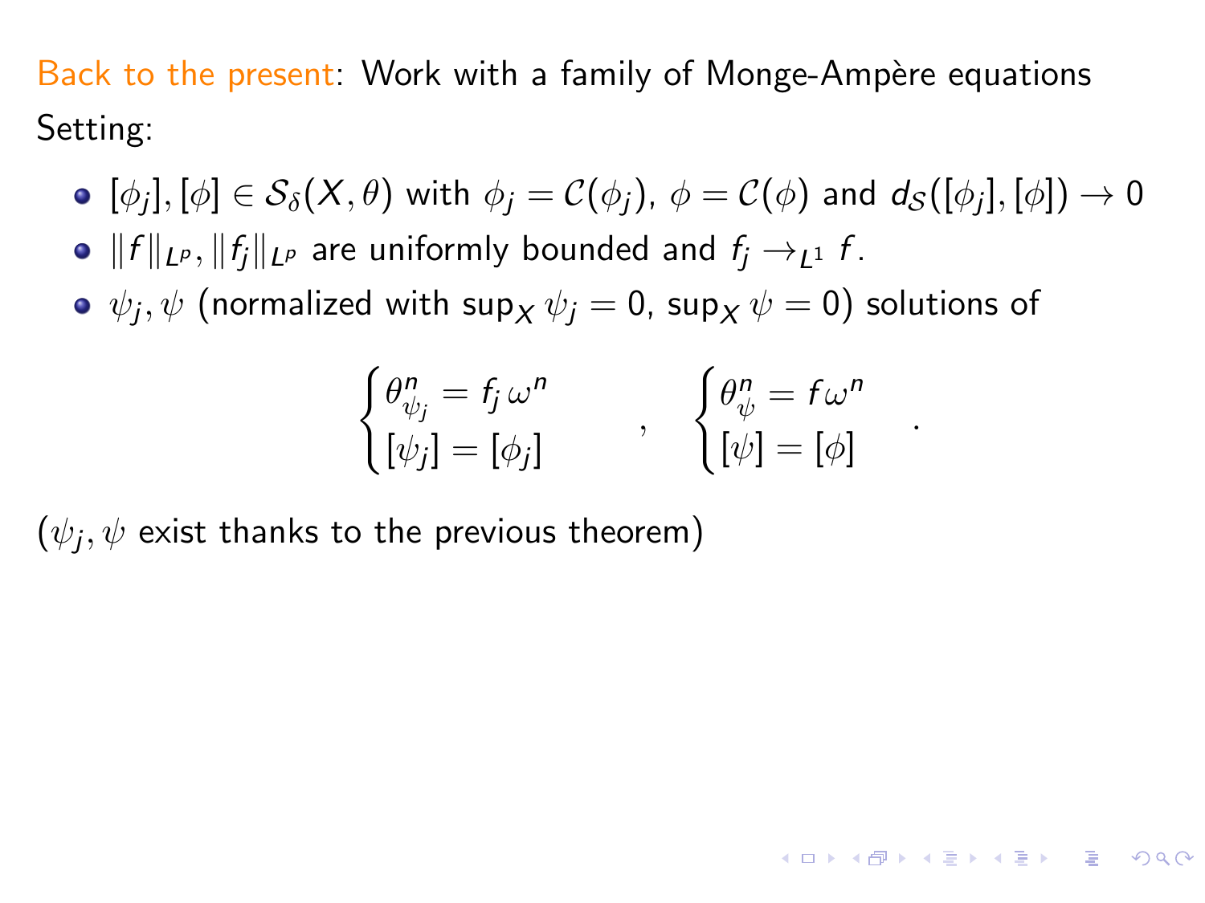Back to the present: Work with a family of Monge-Ampère equations

Setting:

- $[\phi_j], [\phi] \in \mathcal{S}_\delta(X, \theta)$ with $\phi_j = \mathcal{C}(\phi_j)$, $\phi = \mathcal{C}(\phi)$ and $d_{\mathcal{S}}([\phi_j], [\phi]) \to 0$
- $\|f\|_{L^p}, \|f_j\|_{L^p}$ are uniformly bounded and $f_j \to_{L^1} f$.
- $\psi_j, \psi$ (normalized with $\sup_X \psi_j = 0$, $\sup_X \psi = 0$) solutions of

$$\begin{cases} \theta^n_{\psi_j} = f_j \, \omega^n \\ [\psi_j] = [\phi_j] \end{cases} \quad , \quad \begin{cases} \theta^n_{\psi} = f \omega^n \\ [\psi] = [\phi] \end{cases} \quad .$$

($\psi_j, \psi$ exist thanks to the previous theorem)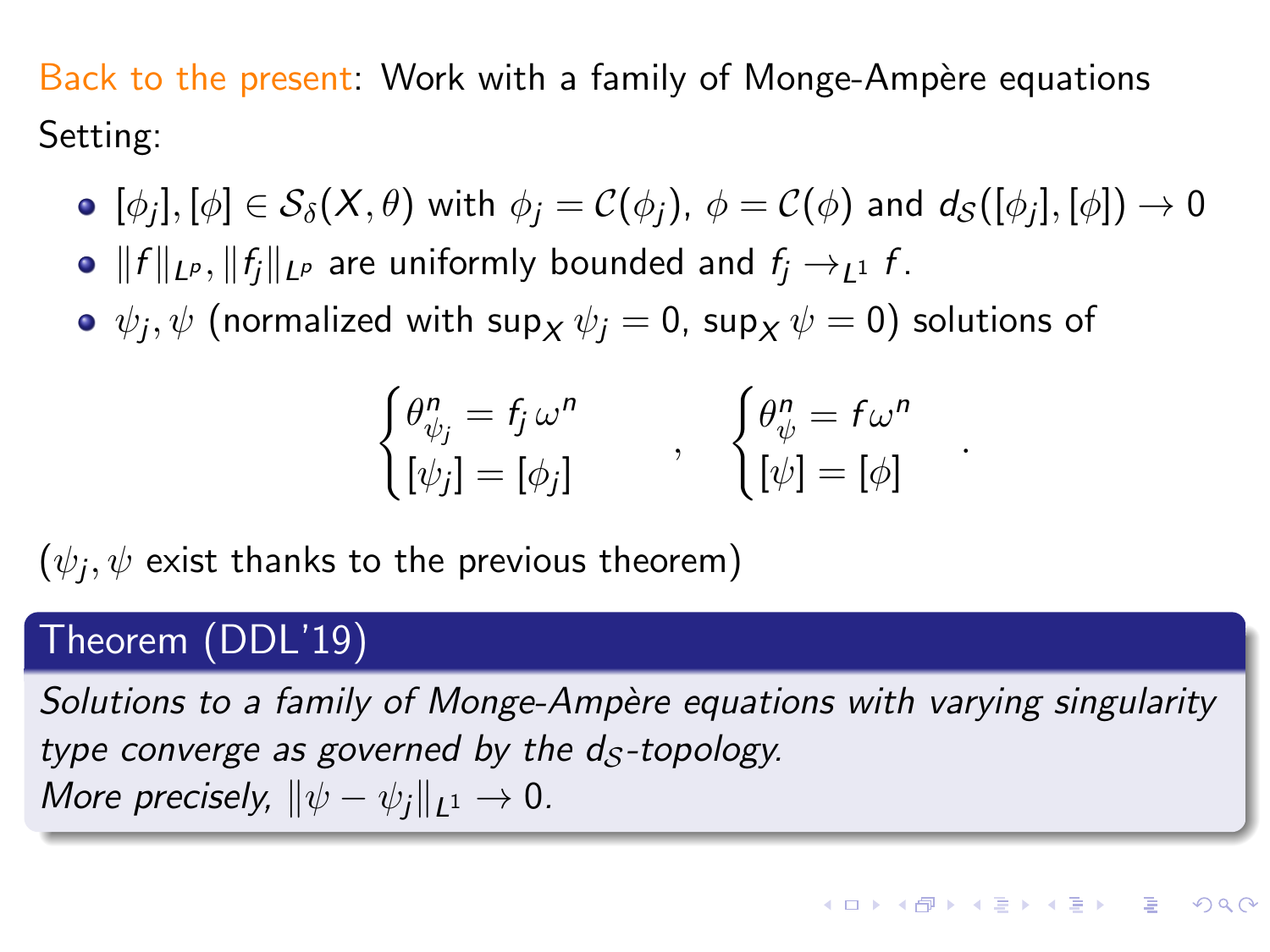Back to the present: Work with a family of Monge-Ampère equations

Setting:

- $[\phi_j], [\phi] \in \mathcal{S}_\delta(X, \theta)$ with $\phi_j = \mathcal{C}(\phi_j)$, $\phi = \mathcal{C}(\phi)$ and $d_{\mathcal{S}}([\phi_j], [\phi]) \to 0$
- $\|f\|_{L^p}, \|f_j\|_{L^p}$ are uniformly bounded and $f_j \to_{L^1} f$.
- $\psi_j, \psi$ (normalized with $\sup_X \psi_j = 0$, $\sup_X \psi = 0$) solutions of

$$\begin{cases} \theta^n_{\psi_j} = f_j \, \omega^n \\ [\psi_j] = [\phi_j] \end{cases} , \quad \begin{cases} \theta^n_{\psi} = f \omega^n \\ [\psi] = [\phi] \end{cases} .$$

($\psi_j, \psi$ exist thanks to the previous theorem)

**Theorem (DDL'19)**

*Solutions to a family of Monge-Ampère equations with varying singularity type converge as governed by the $d_{\mathcal{S}}$-topology.*
*More precisely, $\|\psi - \psi_j\|_{L^1} \to 0$.*